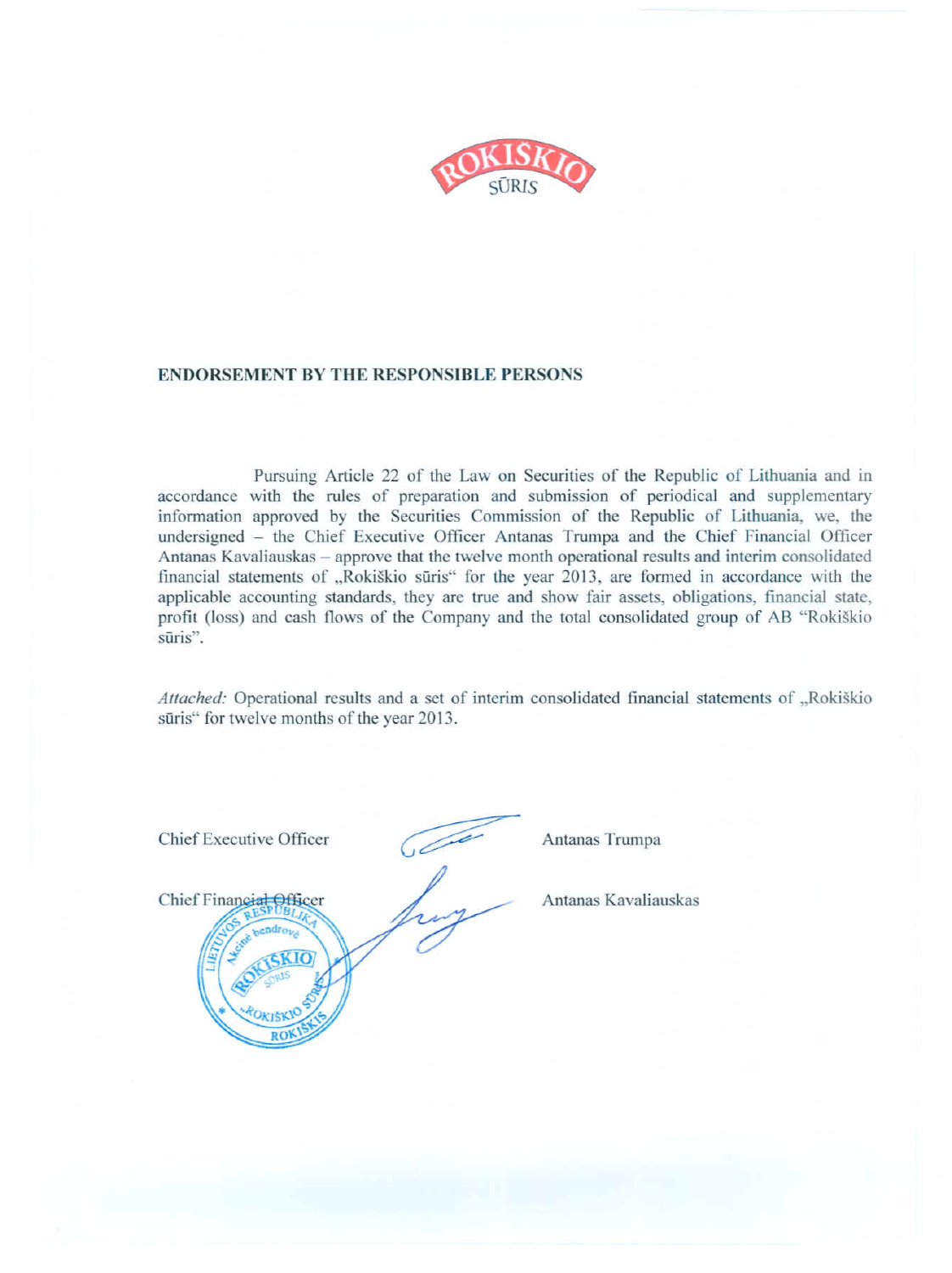## ENDORSEMENT BY THE RESPONSIBLE PERSONS

Pursuing Article 22 of the Law on Securities of the Republic of Lithuania and in accordance with the rules of preparation and submission of periodical and supplementary information approved by the Securities Commission of the Republic of Lithuania, we, the undersigned – the Chief Executive Officer Antanas Trumpa and the Chief Financial Officer Antanas Kavaliauskas – approve that the twelve month operational results and interim consolidated financial statements of „Rokiškio sūris" for the year 2013, are formed in accordance with the applicable accounting standards, they are true and show fair assets, obligations, financial state, profit (loss) and cash flows of the Company and the total consolidated group of AB "Rokiškio sūris".

*Attached:* Operational results and a set of interim consolidated financial statements of „Rokiškio sūris" for twelve months of the year 2013.

Chief Executive Officer Antanas Trumpa

Chief Financial Officer Antanas Kavaliauskas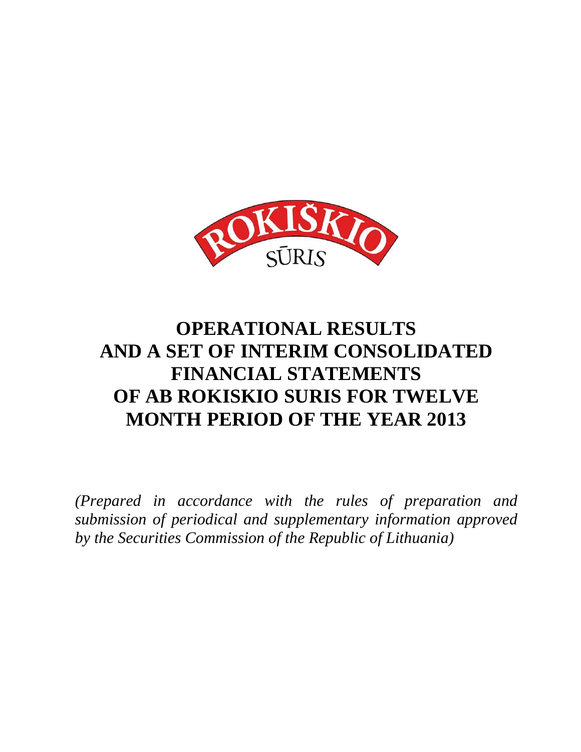ROKIŠKIO SŪRIS

# OPERATIONAL RESULTS AND A SET OF INTERIM CONSOLIDATED FINANCIAL STATEMENTS OF AB ROKISKIO SURIS FOR TWELVE MONTH PERIOD OF THE YEAR 2013

*(Prepared in accordance with the rules of preparation and submission of periodical and supplementary information approved by the Securities Commission of the Republic of Lithuania)*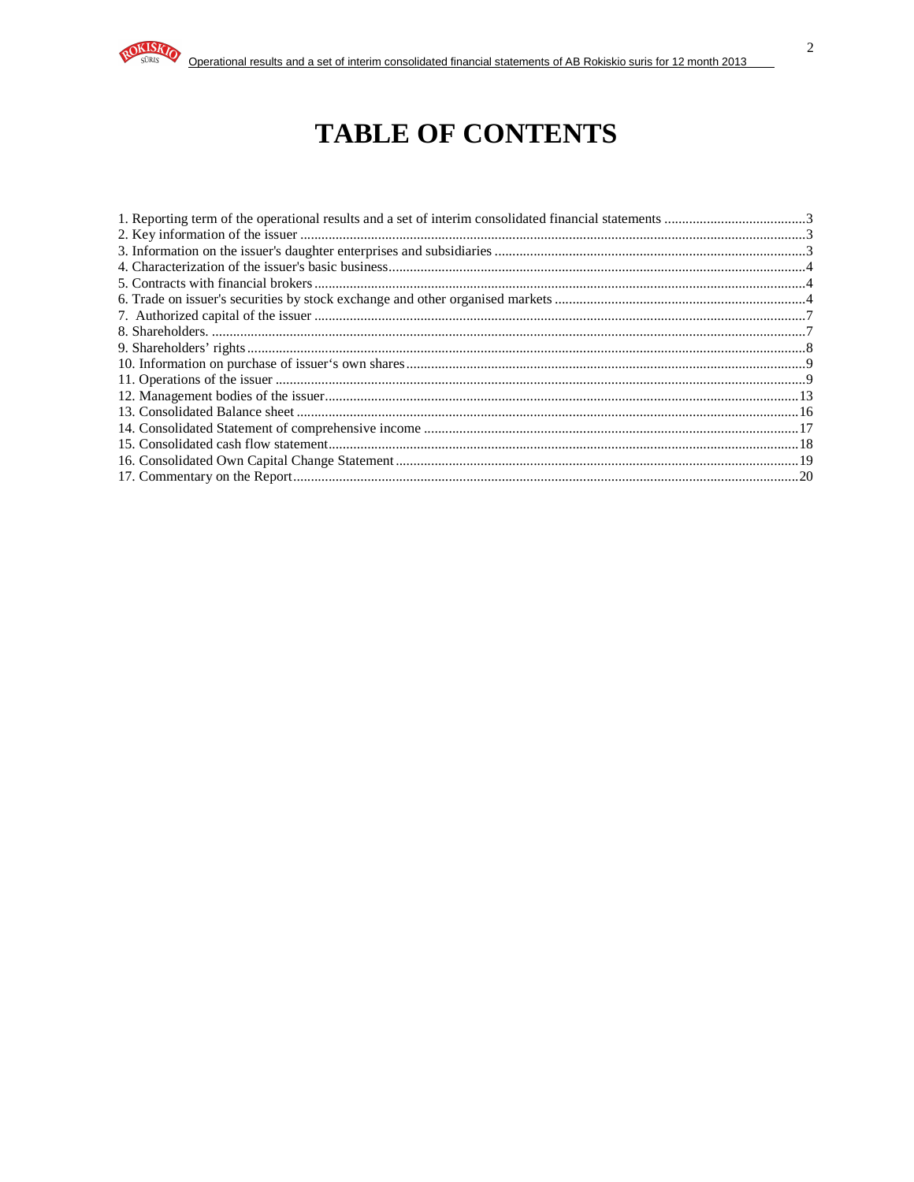# TABLE OF CONTENTS

1. Reporting term of the operational results and a set of interim consolidated financial statements ........................................3
2. Key information of the issuer ..........................................................................................................................3
3. Information on the issuer's daughter enterprises and subsidiaries .......................................................................3
4. Characterization of the issuer's basic business.....................................................................................................4
5. Contracts with financial brokers ..........................................................................................................................4
6. Trade on issuer's securities by stock exchange and other organised markets ......................................................4
7. Authorized capital of the issuer ..........................................................................................................................7
8. Shareholders. .......................................................................................................................................................7
9. Shareholders' rights ............................................................................................................................................8
10. Information on purchase of issuer's own shares ................................................................................................9
11. Operations of the issuer .....................................................................................................................................9
12. Management bodies of the issuer.....................................................................................................................13
13. Consolidated Balance sheet .............................................................................................................................16
14. Consolidated Statement of comprehensive income .........................................................................................17
15. Consolidated cash flow statement....................................................................................................................18
16. Consolidated Own Capital Change Statement .................................................................................................19
17. Commentary on the Report..............................................................................................................................20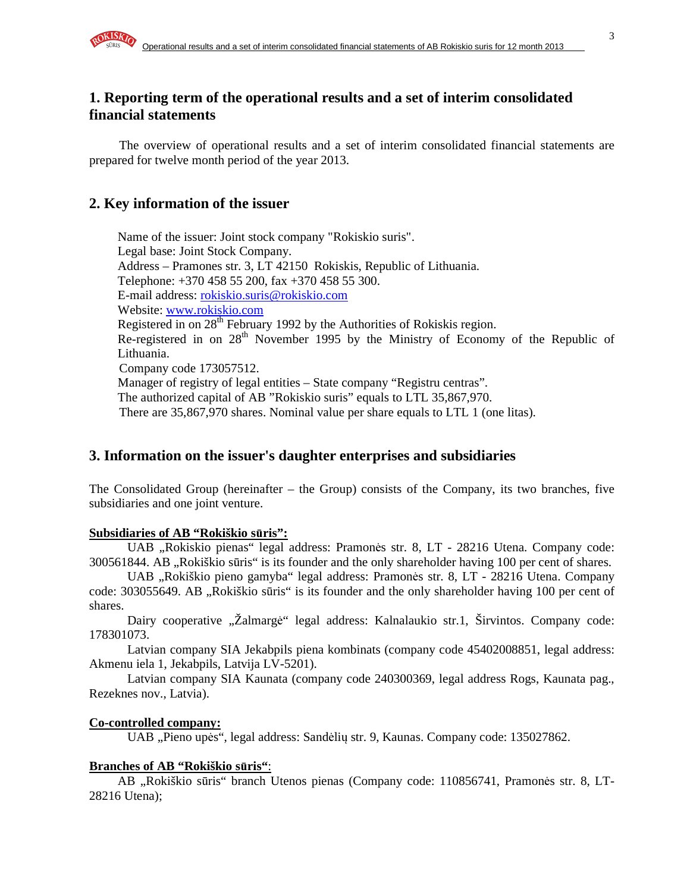## 1. Reporting term of the operational results and a set of interim consolidated financial statements

The overview of operational results and a set of interim consolidated financial statements are prepared for twelve month period of the year 2013.

## 2. Key information of the issuer

Name of the issuer: Joint stock company "Rokiskio suris".
Legal base: Joint Stock Company.
Address – Pramones str. 3, LT 42150 Rokiskis, Republic of Lithuania.
Telephone: +370 458 55 200, fax +370 458 55 300.
E-mail address: rokiskio.suris@rokiskio.com
Website: www.rokiskio.com
Registered in on 28th February 1992 by the Authorities of Rokiskis region.
Re-registered in on 28th November 1995 by the Ministry of Economy of the Republic of Lithuania.
Company code 173057512.
Manager of registry of legal entities – State company "Registru centras".
The authorized capital of AB "Rokiskio suris" equals to LTL 35,867,970.
There are 35,867,970 shares. Nominal value per share equals to LTL 1 (one litas).

## 3. Information on the issuer's daughter enterprises and subsidiaries

The Consolidated Group (hereinafter – the Group) consists of the Company, its two branches, five subsidiaries and one joint venture.

**Subsidiaries of AB "Rokiškio sūris":**

UAB „Rokiskio pienas" legal address: Pramonės str. 8, LT - 28216 Utena. Company code: 300561844. AB „Rokiškio sūris" is its founder and the only shareholder having 100 per cent of shares.

UAB „Rokiškio pieno gamyba" legal address: Pramonės str. 8, LT - 28216 Utena. Company code: 303055649. AB „Rokiškio sūris" is its founder and the only shareholder having 100 per cent of shares.

Dairy cooperative „Žalmargė" legal address: Kalnalaukio str.1, Širvintos. Company code: 178301073.

Latvian company SIA Jekabpils piena kombinats (company code 45402008851, legal address: Akmenu iela 1, Jekabpils, Latvija LV-5201).

Latvian company SIA Kaunata (company code 240300369, legal address Rogs, Kaunata pag., Rezeknes nov., Latvia).

**Co-controlled company:**

UAB „Pieno upės", legal address: Sandėlių str. 9, Kaunas. Company code: 135027862.

**Branches of AB "Rokiškio sūris"**:

AB „Rokiškio sūris" branch Utenos pienas (Company code: 110856741, Pramonės str. 8, LT-28216 Utena);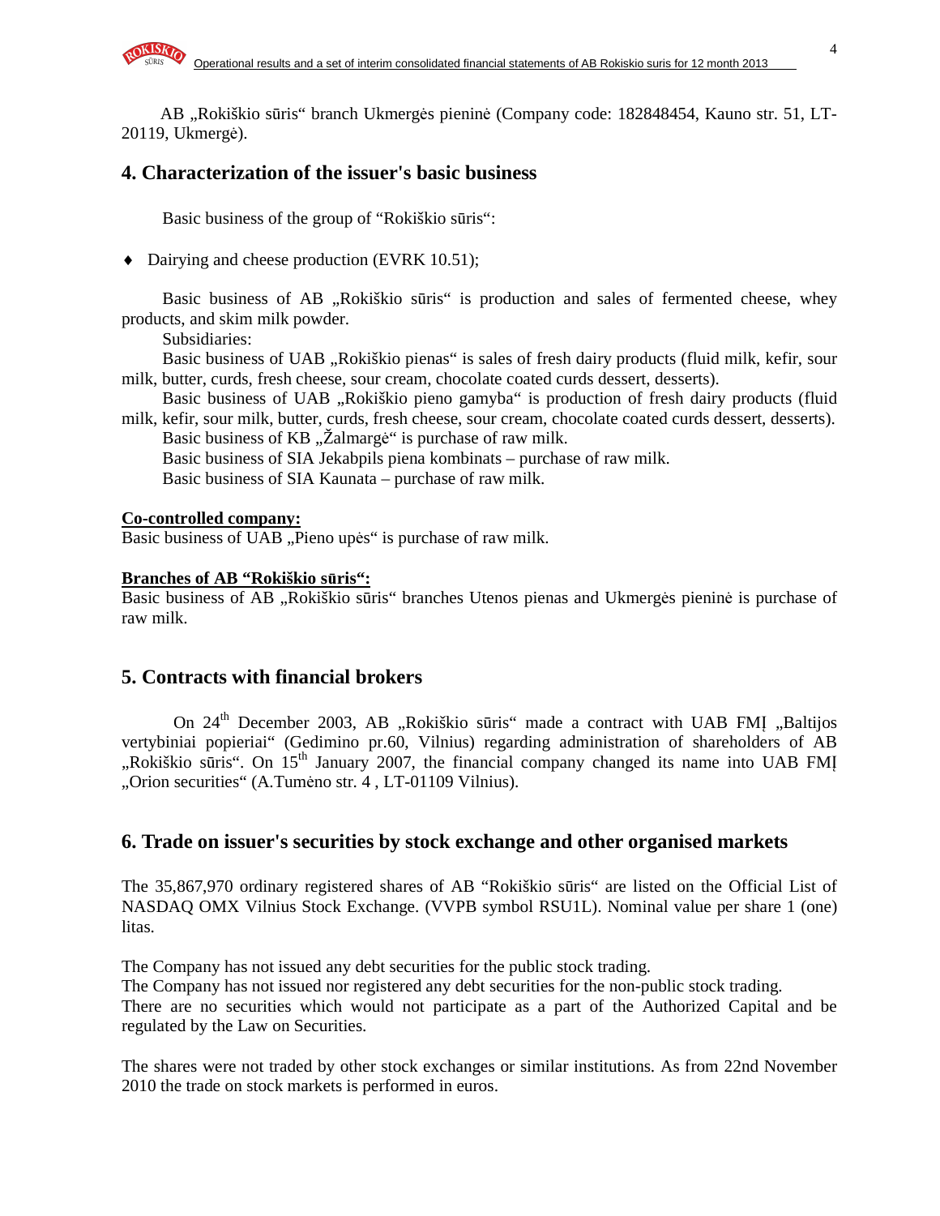AB „Rokiškio sūris“ branch Ukmergės pieninė (Company code: 182848454, Kauno str. 51, LT-20119, Ukmergė).

## 4. Characterization of the issuer's basic business

Basic business of the group of “Rokiškio sūris“:

- Dairying and cheese production (EVRK 10.51);

Basic business of AB „Rokiškio sūris“ is production and sales of fermented cheese, whey products, and skim milk powder.

Subsidiaries:

Basic business of UAB „Rokiškio pienas“ is sales of fresh dairy products (fluid milk, kefir, sour milk, butter, curds, fresh cheese, sour cream, chocolate coated curds dessert, desserts).

Basic business of UAB „Rokiškio pieno gamyba“ is production of fresh dairy products (fluid milk, kefir, sour milk, butter, curds, fresh cheese, sour cream, chocolate coated curds dessert, desserts).

Basic business of KB „Žalmargė“ is purchase of raw milk.

Basic business of SIA Jekabpils piena kombinats – purchase of raw milk.

Basic business of SIA Kaunata – purchase of raw milk.

**Co-controlled company:**

Basic business of UAB „Pieno upės“ is purchase of raw milk.

**Branches of AB “Rokiškio sūris“:**

Basic business of AB „Rokiškio sūris“ branches Utenos pienas and Ukmergės pieninė is purchase of raw milk.

## 5. Contracts with financial brokers

On 24th December 2003, AB „Rokiškio sūris“ made a contract with UAB FMĮ „Baltijos vertybiniai popieriai“ (Gedimino pr.60, Vilnius) regarding administration of shareholders of AB „Rokiškio sūris“. On 15th January 2007, the financial company changed its name into UAB FMĮ „Orion securities“ (A.Tumėno str. 4 , LT-01109 Vilnius).

## 6. Trade on issuer's securities by stock exchange and other organised markets

The 35,867,970 ordinary registered shares of AB “Rokiškio sūris“ are listed on the Official List of NASDAQ OMX Vilnius Stock Exchange. (VVPB symbol RSU1L). Nominal value per share 1 (one) litas.

The Company has not issued any debt securities for the public stock trading.
The Company has not issued nor registered any debt securities for the non-public stock trading.
There are no securities which would not participate as a part of the Authorized Capital and be regulated by the Law on Securities.

The shares were not traded by other stock exchanges or similar institutions. As from 22nd November 2010 the trade on stock markets is performed in euros.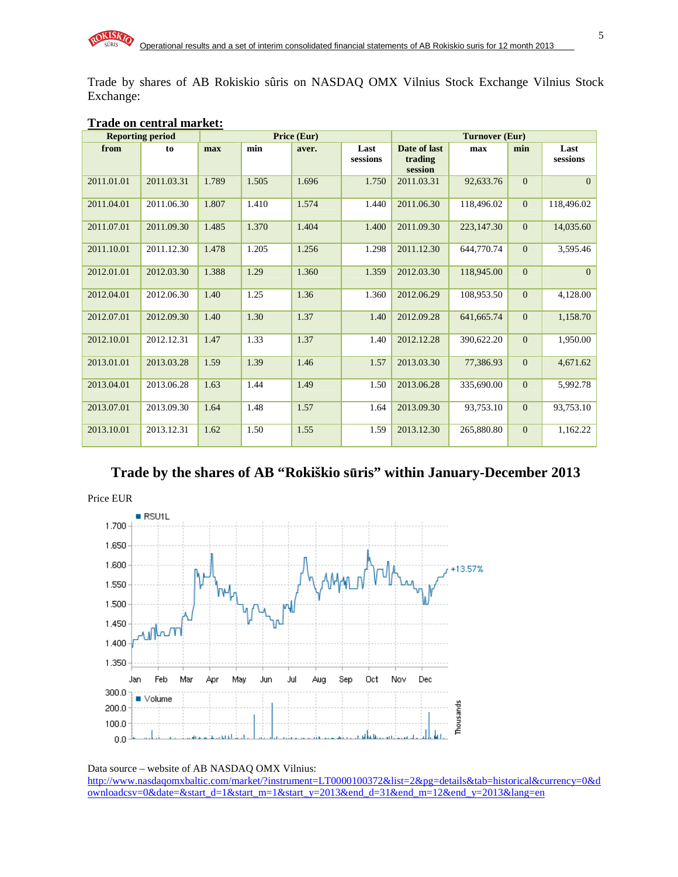Trade by shares of AB Rokiskio sûris on NASDAQ OMX Vilnius Stock Exchange Vilnius Stock Exchange:

**Trade on central market:**

| Reporting period | | Price (Eur) | | | | Turnover (Eur) | | | |
|---|---|---|---|---|---|---|---|---|---|
| from | to | max | min | aver. | Last sessions | Date of last trading session | max | min | Last sessions |
| 2011.01.01 | 2011.03.31 | 1.789 | 1.505 | 1.696 | 1.750 | 2011.03.31 | 92,633.76 | 0 | 0 |
| 2011.04.01 | 2011.06.30 | 1.807 | 1.410 | 1.574 | 1.440 | 2011.06.30 | 118,496.02 | 0 | 118,496.02 |
| 2011.07.01 | 2011.09.30 | 1.485 | 1.370 | 1.404 | 1.400 | 2011.09.30 | 223,147.30 | 0 | 14,035.60 |
| 2011.10.01 | 2011.12.30 | 1.478 | 1.205 | 1.256 | 1.298 | 2011.12.30 | 644,770.74 | 0 | 3,595.46 |
| 2012.01.01 | 2012.03.30 | 1.388 | 1.29 | 1.360 | 1.359 | 2012.03.30 | 118,945.00 | 0 | 0 |
| 2012.04.01 | 2012.06.30 | 1.40 | 1.25 | 1.36 | 1.360 | 2012.06.29 | 108,953.50 | 0 | 4,128.00 |
| 2012.07.01 | 2012.09.30 | 1.40 | 1.30 | 1.37 | 1.40 | 2012.09.28 | 641,665.74 | 0 | 1,158.70 |
| 2012.10.01 | 2012.12.31 | 1.47 | 1.33 | 1.37 | 1.40 | 2012.12.28 | 390,622.20 | 0 | 1,950.00 |
| 2013.01.01 | 2013.03.28 | 1.59 | 1.39 | 1.46 | 1.57 | 2013.03.30 | 77,386.93 | 0 | 4,671.62 |
| 2013.04.01 | 2013.06.28 | 1.63 | 1.44 | 1.49 | 1.50 | 2013.06.28 | 335,690.00 | 0 | 5,992.78 |
| 2013.07.01 | 2013.09.30 | 1.64 | 1.48 | 1.57 | 1.64 | 2013.09.30 | 93,753.10 | 0 | 93,753.10 |
| 2013.10.01 | 2013.12.31 | 1.62 | 1.50 | 1.55 | 1.59 | 2013.12.30 | 265,880.80 | 0 | 1,162.22 |

## Trade by the shares of AB "Rokiškio sūris" within January-December 2013

Price EUR

Data source – website of AB NASDAQ OMX Vilnius:
http://www.nasdaqomxbaltic.com/market/?instrument=LT0000100372&list=2&pg=details&tab=historical&currency=0&downloadcsv=0&date=&start_d=1&start_m=1&start_y=2013&end_d=31&end_m=12&end_y=2013&lang=en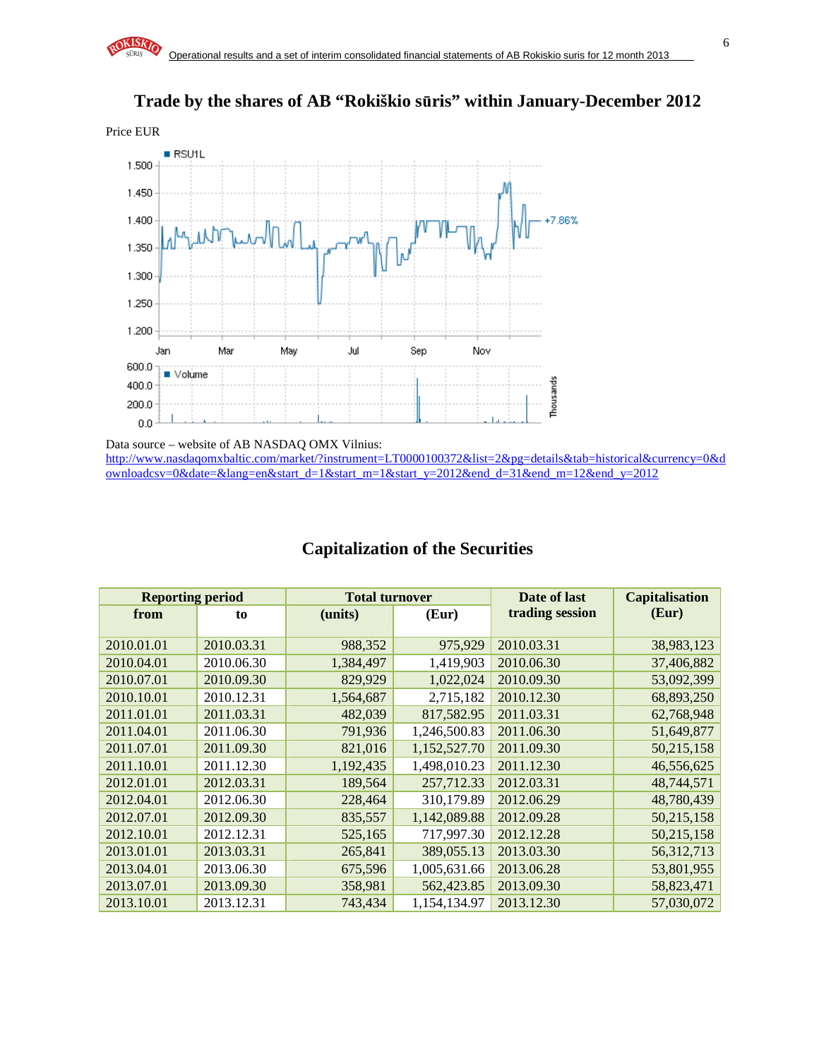# Trade by the shares of AB "Rokiškio sūris" within January-December 2012

Price EUR

Data source – website of AB NASDAQ OMX Vilnius: http://www.nasdaqomxbaltic.com/market/?instrument=LT0000100372&list=2&pg=details&tab=historical&currency=0&downloadcsv=0&date=&lang=en&start_d=1&start_m=1&start_y=2012&end_d=31&end_m=12&end_y=2012

## Capitalization of the Securities

| Reporting period | | Total turnover | | Date of last trading session | Capitalisation (Eur) |
|---|---|---|---|---|---|
| from | to | (units) | (Eur) | | |
| 2010.01.01 | 2010.03.31 | 988,352 | 975,929 | 2010.03.31 | 38,983,123 |
| 2010.04.01 | 2010.06.30 | 1,384,497 | 1,419,903 | 2010.06.30 | 37,406,882 |
| 2010.07.01 | 2010.09.30 | 829,929 | 1,022,024 | 2010.09.30 | 53,092,399 |
| 2010.10.01 | 2010.12.31 | 1,564,687 | 2,715,182 | 2010.12.30 | 68,893,250 |
| 2011.01.01 | 2011.03.31 | 482,039 | 817,582.95 | 2011.03.31 | 62,768,948 |
| 2011.04.01 | 2011.06.30 | 791,936 | 1,246,500.83 | 2011.06.30 | 51,649,877 |
| 2011.07.01 | 2011.09.30 | 821,016 | 1,152,527.70 | 2011.09.30 | 50,215,158 |
| 2011.10.01 | 2011.12.30 | 1,192,435 | 1,498,010.23 | 2011.12.30 | 46,556,625 |
| 2012.01.01 | 2012.03.31 | 189,564 | 257,712.33 | 2012.03.31 | 48,744,571 |
| 2012.04.01 | 2012.06.30 | 228,464 | 310,179.89 | 2012.06.29 | 48,780,439 |
| 2012.07.01 | 2012.09.30 | 835,557 | 1,142,089.88 | 2012.09.28 | 50,215,158 |
| 2012.10.01 | 2012.12.31 | 525,165 | 717,997.30 | 2012.12.28 | 50,215,158 |
| 2013.01.01 | 2013.03.31 | 265,841 | 389,055.13 | 2013.03.30 | 56,312,713 |
| 2013.04.01 | 2013.06.30 | 675,596 | 1,005,631.66 | 2013.06.28 | 53,801,955 |
| 2013.07.01 | 2013.09.30 | 358,981 | 562,423.85 | 2013.09.30 | 58,823,471 |
| 2013.10.01 | 2013.12.31 | 743,434 | 1,154,134.97 | 2013.12.30 | 57,030,072 |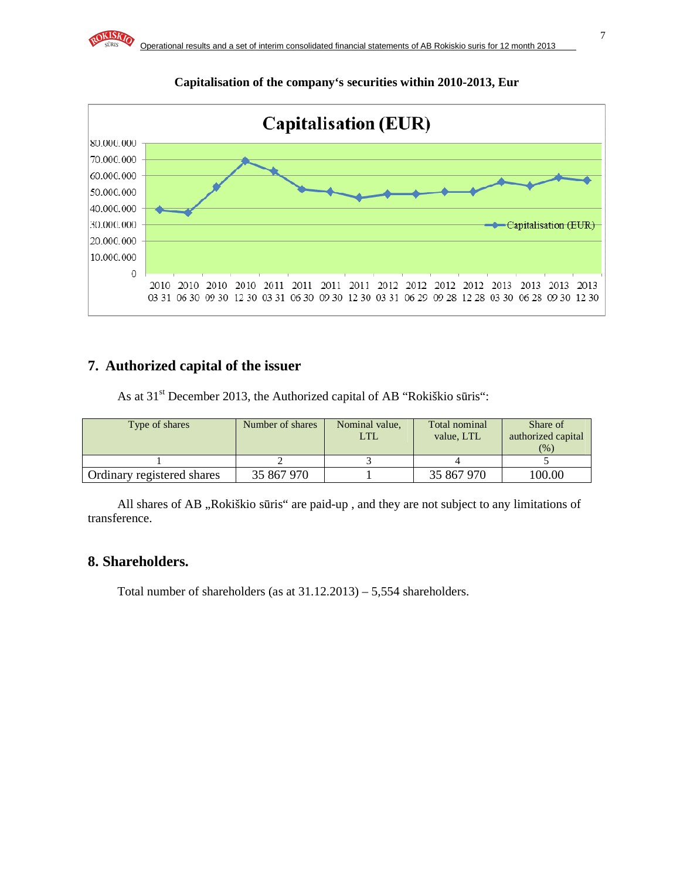**Capitalisation of the company‘s securities within 2010-2013, Eur**

## 7. Authorized capital of the issuer

As at 31st December 2013, the Authorized capital of AB “Rokiškio sūris“:

| Type of shares | Number of shares | Nominal value, LTL | Total nominal value, LTL | Share of authorized capital (%) |
|---|---|---|---|---|
| 1 | 2 | 3 | 4 | 5 |
| Ordinary registered shares | 35 867 970 | 1 | 35 867 970 | 100.00 |

All shares of AB „Rokiškio sūris“ are paid-up , and they are not subject to any limitations of transference.

## 8. Shareholders.

Total number of shareholders (as at 31.12.2013) – 5,554 shareholders.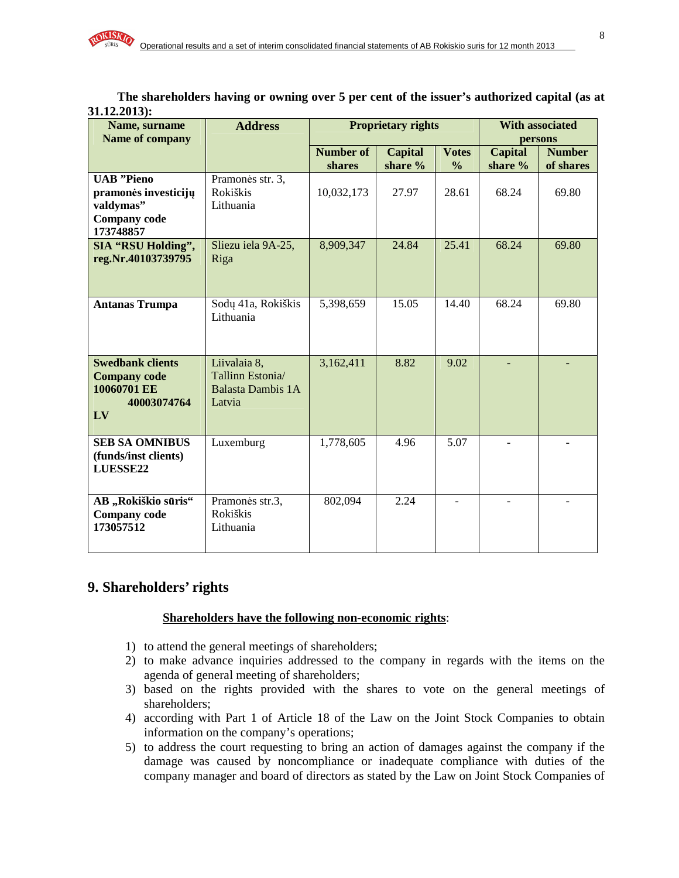**The shareholders having or owning over 5 per cent of the issuer's authorized capital (as at 31.12.2013):**

| Name, surname Name of company | Address | Proprietary rights | | | With associated persons | |
|---|---|---|---|---|---|---|
| | | Number of shares | Capital share % | Votes % | Capital share % | Number of shares |
| **UAB "Pieno pramonės investicijų valdymas" Company code 173748857** | Pramonės str. 3, Rokiškis Lithuania | 10,032,173 | 27.97 | 28.61 | 68.24 | 69.80 |
| **SIA "RSU Holding", reg.Nr.40103739795** | Sliezu iela 9A-25, Riga | 8,909,347 | 24.84 | 25.41 | 68.24 | 69.80 |
| **Antanas Trumpa** | Sodų 41a, Rokiškis Lithuania | 5,398,659 | 15.05 | 14.40 | 68.24 | 69.80 |
| **Swedbank clients Company code 10060701 EE 40003074764 LV** | Liivalaia 8, Tallinn Estonia/ Balasta Dambis 1A Latvia | 3,162,411 | 8.82 | 9.02 | - | - |
| **SEB SA OMNIBUS (funds/inst clients) LUESSE22** | Luxemburg | 1,778,605 | 4.96 | 5.07 | - | - |
| **AB „Rokiškio sūris" Company code 173057512** | Pramonės str.3, Rokiškis Lithuania | 802,094 | 2.24 | - | - | - |

## 9. Shareholders' rights

**Shareholders have the following non-economic rights**:

1) to attend the general meetings of shareholders;
2) to make advance inquiries addressed to the company in regards with the items on the agenda of general meeting of shareholders;
3) based on the rights provided with the shares to vote on the general meetings of shareholders;
4) according with Part 1 of Article 18 of the Law on the Joint Stock Companies to obtain information on the company's operations;
5) to address the court requesting to bring an action of damages against the company if the damage was caused by noncompliance or inadequate compliance with duties of the company manager and board of directors as stated by the Law on Joint Stock Companies of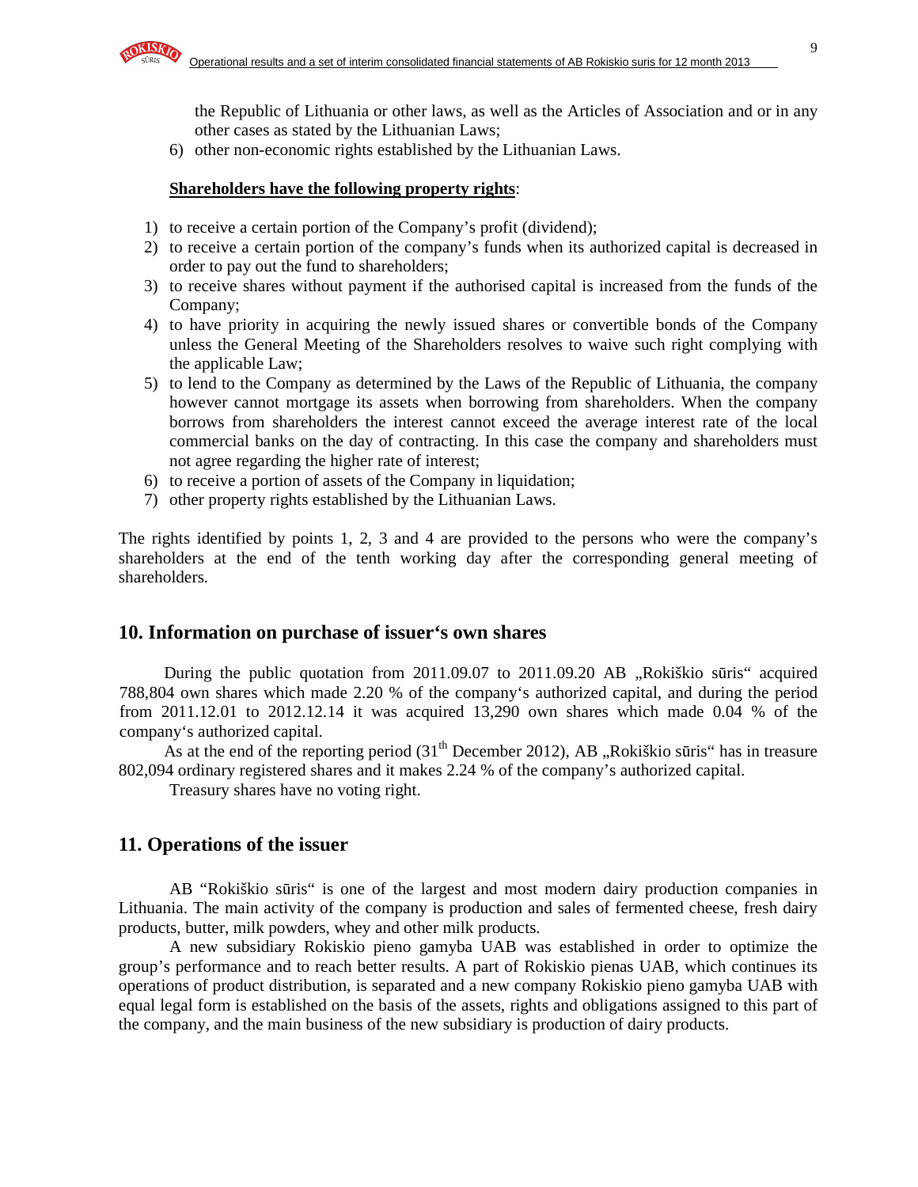the Republic of Lithuania or other laws, as well as the Articles of Association and or in any other cases as stated by the Lithuanian Laws;
6) other non-economic rights established by the Lithuanian Laws.

**Shareholders have the following property rights**:

1) to receive a certain portion of the Company's profit (dividend);
2) to receive a certain portion of the Company's funds when its authorized capital is decreased in order to pay out the fund to shareholders;
3) to receive shares without payment if the authorised capital is increased from the funds of the Company;
4) to have priority in acquiring the newly issued shares or convertible bonds of the Company unless the General Meeting of the Shareholders resolves to waive such right complying with the applicable Law;
5) to lend to the Company as determined by the Laws of the Republic of Lithuania, the company however cannot mortgage its assets when borrowing from shareholders. When the company borrows from shareholders the interest cannot exceed the average interest rate of the local commercial banks on the day of contracting. In this case the company and shareholders must not agree regarding the higher rate of interest;
6) to receive a portion of assets of the Company in liquidation;
7) other property rights established by the Lithuanian Laws.

The rights identified by points 1, 2, 3 and 4 are provided to the persons who were the company's shareholders at the end of the tenth working day after the corresponding general meeting of shareholders.

## 10. Information on purchase of issuer's own shares

During the public quotation from 2011.09.07 to 2011.09.20 AB „Rokiškio sūris" acquired 788,804 own shares which made 2.20 % of the company's authorized capital, and during the period from 2011.12.01 to 2012.12.14 it was acquired 13,290 own shares which made 0.04 % of the company's authorized capital.

As at the end of the reporting period (31[th] December 2012), AB „Rokiškio sūris" has in treasure 802,094 ordinary registered shares and it makes 2.24 % of the company's authorized capital.

Treasury shares have no voting right.

## 11. Operations of the issuer

AB "Rokiškio sūris" is one of the largest and most modern dairy production companies in Lithuania. The main activity of the company is production and sales of fermented cheese, fresh dairy products, butter, milk powders, whey and other milk products.

A new subsidiary Rokiskio pieno gamyba UAB was established in order to optimize the group's performance and to reach better results. A part of Rokiskio pienas UAB, which continues its operations of product distribution, is separated and a new company Rokiskio pieno gamyba UAB with equal legal form is established on the basis of the assets, rights and obligations assigned to this part of the company, and the main business of the new subsidiary is production of dairy products.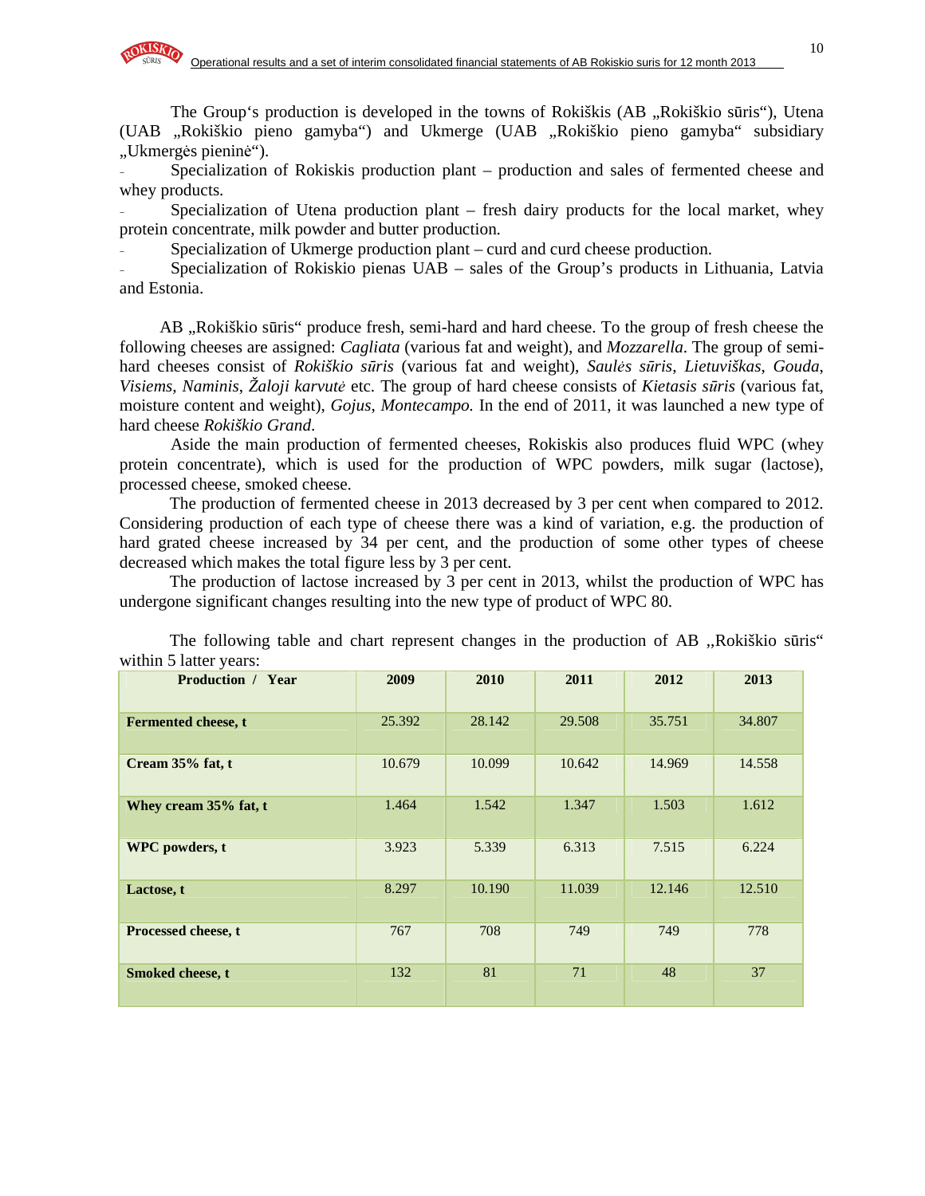The Group‘s production is developed in the towns of Rokiškis (AB „Rokiškio sūris“), Utena (UAB „Rokiškio pieno gamyba“) and Ukmerge (UAB „Rokiškio pieno gamyba“ subsidiary „Ukmergės pieninė“).

- Specialization of Rokiskis production plant – production and sales of fermented cheese and whey products.
- Specialization of Utena production plant – fresh dairy products for the local market, whey protein concentrate, milk powder and butter production.
- Specialization of Ukmerge production plant – curd and curd cheese production.
- Specialization of Rokiskio pienas UAB – sales of the Group’s products in Lithuania, Latvia and Estonia.

AB „Rokiškio sūris“ produce fresh, semi-hard and hard cheese. To the group of fresh cheese the following cheeses are assigned: *Cagliata* (various fat and weight), and *Mozzarella*. The group of semi-hard cheeses consist of *Rokiškio sūris* (various fat and weight), *Saulės sūris*, *Lietuviškas*, *Gouda*, *Visiems*, *Naminis*, *Žaloji karvutė* etc. The group of hard cheese consists of *Kietasis sūris* (various fat, moisture content and weight), *Gojus*, *Montecampo.* In the end of 2011, it was launched a new type of hard cheese *Rokiškio Grand*.

Aside the main production of fermented cheeses, Rokiskis also produces fluid WPC (whey protein concentrate), which is used for the production of WPC powders, milk sugar (lactose), processed cheese, smoked cheese.

The production of fermented cheese in 2013 decreased by 3 per cent when compared to 2012. Considering production of each type of cheese there was a kind of variation, e.g. the production of hard grated cheese increased by 34 per cent, and the production of some other types of cheese decreased which makes the total figure less by 3 per cent.

The production of lactose increased by 3 per cent in 2013, whilst the production of WPC has undergone significant changes resulting into the new type of product of WPC 80.

The following table and chart represent changes in the production of AB ,,Rokiškio sūris“ within 5 latter years:

| Production / Year | 2009 | 2010 | 2011 | 2012 | 2013 |
|---|---|---|---|---|---|
| **Fermented cheese, t** | 25.392 | 28.142 | 29.508 | 35.751 | 34.807 |
| **Cream 35% fat, t** | 10.679 | 10.099 | 10.642 | 14.969 | 14.558 |
| **Whey cream 35% fat, t** | 1.464 | 1.542 | 1.347 | 1.503 | 1.612 |
| **WPC powders, t** | 3.923 | 5.339 | 6.313 | 7.515 | 6.224 |
| **Lactose, t** | 8.297 | 10.190 | 11.039 | 12.146 | 12.510 |
| **Processed cheese, t** | 767 | 708 | 749 | 749 | 778 |
| **Smoked cheese, t** | 132 | 81 | 71 | 48 | 37 |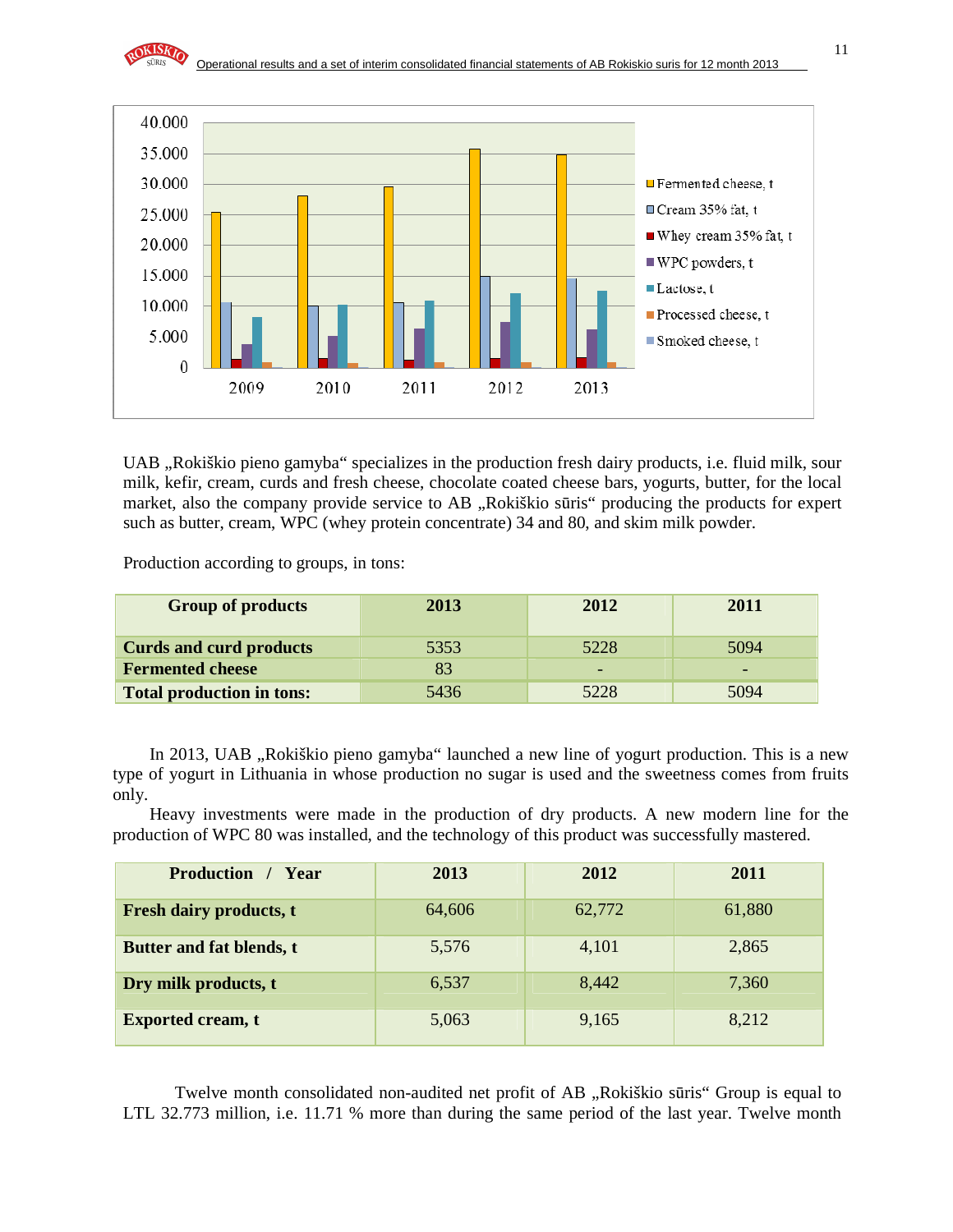UAB „Rokiškio pieno gamyba“ specializes in the production fresh dairy products, i.e. fluid milk, sour milk, kefir, cream, curds and fresh cheese, chocolate coated cheese bars, yogurts, butter, for the local market, also the company provide service to AB „Rokiškio sūris“ producing the products for expert such as butter, cream, WPC (whey protein concentrate) 34 and 80, and skim milk powder.

Production according to groups, in tons:

| Group of products | 2013 | 2012 | 2011 |
|---|---|---|---|
| **Curds and curd products** | 5353 | 5228 | 5094 |
| **Fermented cheese** | 83 | - | - |
| **Total production in tons:** | 5436 | 5228 | 5094 |

In 2013, UAB „Rokiškio pieno gamyba“ launched a new line of yogurt production. This is a new type of yogurt in Lithuania in whose production no sugar is used and the sweetness comes from fruits only.

Heavy investments were made in the production of dry products. A new modern line for the production of WPC 80 was installed, and the technology of this product was successfully mastered.

| Production / Year | 2013 | 2012 | 2011 |
|---|---|---|---|
| **Fresh dairy products, t** | 64,606 | 62,772 | 61,880 |
| **Butter and fat blends, t** | 5,576 | 4,101 | 2,865 |
| **Dry milk products, t** | 6,537 | 8,442 | 7,360 |
| **Exported cream, t** | 5,063 | 9,165 | 8,212 |

Twelve month consolidated non-audited net profit of AB „Rokiškio sūris“ Group is equal to LTL 32.773 million, i.e. 11.71 % more than during the same period of the last year. Twelve month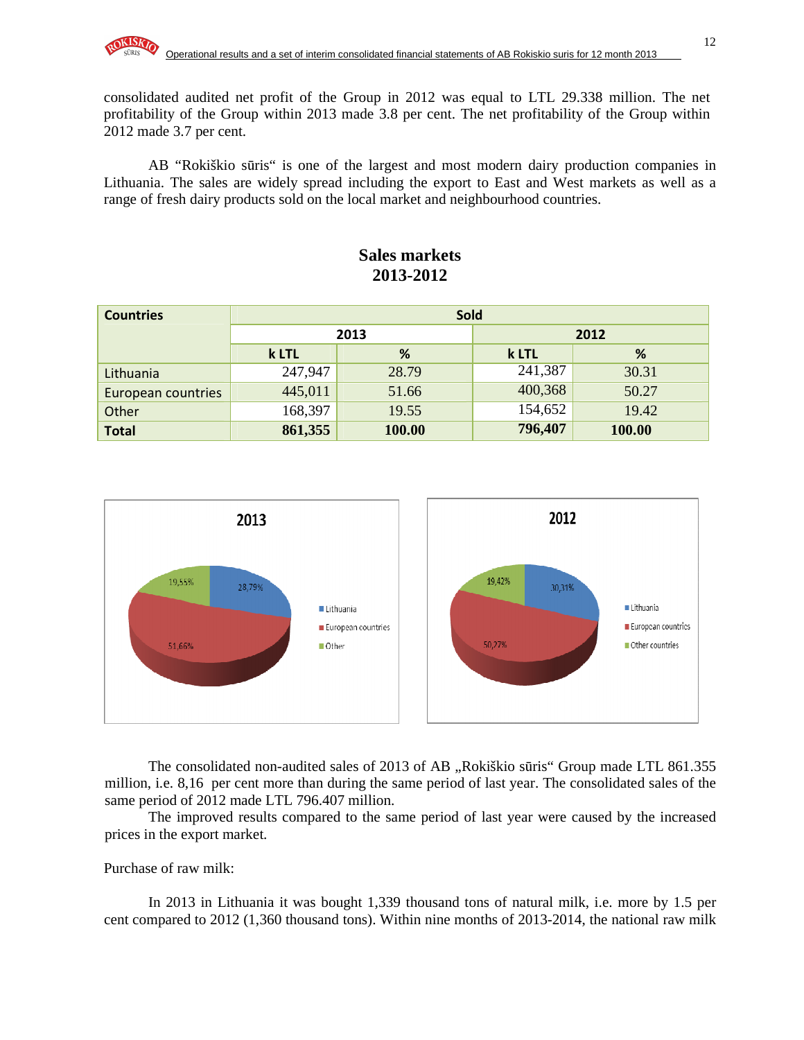consolidated audited net profit of the Group in 2012 was equal to LTL 29.338 million. The net profitability of the Group within 2013 made 3.8 per cent. The net profitability of the Group within 2012 made 3.7 per cent.

AB "Rokiškio sūris" is one of the largest and most modern dairy production companies in Lithuania. The sales are widely spread including the export to East and West markets as well as a range of fresh dairy products sold on the local market and neighbourhood countries.

## Sales markets 2013-2012

| Countries | Sold | | | |
|---|---|---|---|---|
| | 2013 | | 2012 | |
| | k LTL | % | k LTL | % |
| Lithuania | 247,947 | 28.79 | 241,387 | 30.31 |
| European countries | 445,011 | 51.66 | 400,368 | 50.27 |
| Other | 168,397 | 19.55 | 154,652 | 19.42 |
| **Total** | **861,355** | **100.00** | **796,407** | **100.00** |

The consolidated non-audited sales of 2013 of AB „Rokiškio sūris" Group made LTL 861.355 million, i.e. 8,16 per cent more than during the same period of last year. The consolidated sales of the same period of 2012 made LTL 796.407 million.

The improved results compared to the same period of last year were caused by the increased prices in the export market.

Purchase of raw milk:

In 2013 in Lithuania it was bought 1,339 thousand tons of natural milk, i.e. more by 1.5 per cent compared to 2012 (1,360 thousand tons). Within nine months of 2013-2014, the national raw milk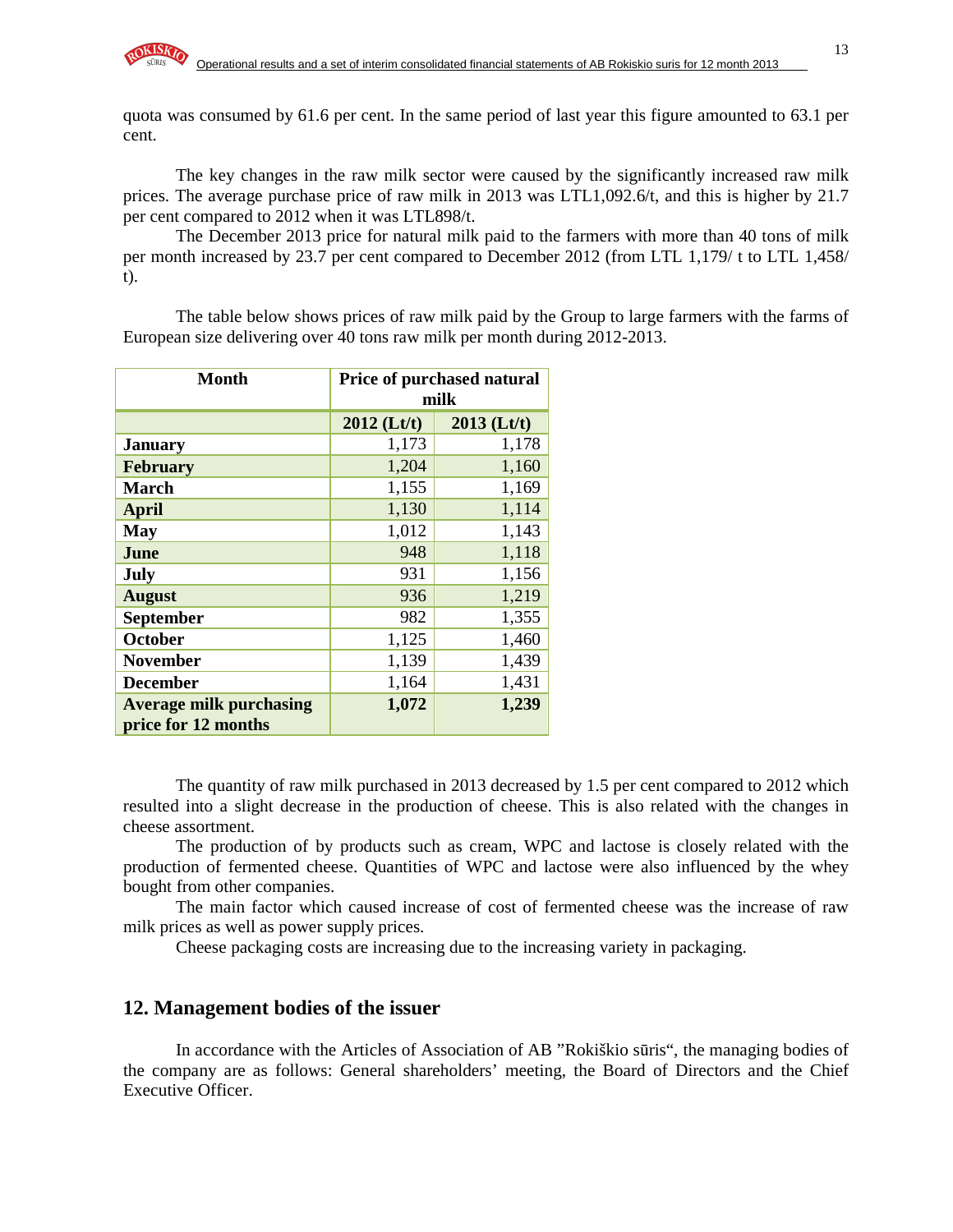quota was consumed by 61.6 per cent. In the same period of last year this figure amounted to 63.1 per cent.

The key changes in the raw milk sector were caused by the significantly increased raw milk prices. The average purchase price of raw milk in 2013 was LTL1,092.6/t, and this is higher by 21.7 per cent compared to 2012 when it was LTL898/t.

The December 2013 price for natural milk paid to the farmers with more than 40 tons of milk per month increased by 23.7 per cent compared to December 2012 (from LTL 1,179/ t to LTL 1,458/ t).

The table below shows prices of raw milk paid by the Group to large farmers with the farms of European size delivering over 40 tons raw milk per month during 2012-2013.

| Month | Price of purchased natural milk | |
|---|---|---|
| | 2012 (Lt/t) | 2013 (Lt/t) |
| **January** | 1,173 | 1,178 |
| **February** | 1,204 | 1,160 |
| **March** | 1,155 | 1,169 |
| **April** | 1,130 | 1,114 |
| **May** | 1,012 | 1,143 |
| **June** | 948 | 1,118 |
| **July** | 931 | 1,156 |
| **August** | 936 | 1,219 |
| **September** | 982 | 1,355 |
| **October** | 1,125 | 1,460 |
| **November** | 1,139 | 1,439 |
| **December** | 1,164 | 1,431 |
| **Average milk purchasing price for 12 months** | **1,072** | **1,239** |

The quantity of raw milk purchased in 2013 decreased by 1.5 per cent compared to 2012 which resulted into a slight decrease in the production of cheese. This is also related with the changes in cheese assortment.

The production of by products such as cream, WPC and lactose is closely related with the production of fermented cheese. Quantities of WPC and lactose were also influenced by the whey bought from other companies.

The main factor which caused increase of cost of fermented cheese was the increase of raw milk prices as well as power supply prices.

Cheese packaging costs are increasing due to the increasing variety in packaging.

## 12. Management bodies of the issuer

In accordance with the Articles of Association of AB ”Rokiškio sūris“, the managing bodies of the company are as follows: General shareholders’ meeting, the Board of Directors and the Chief Executive Officer.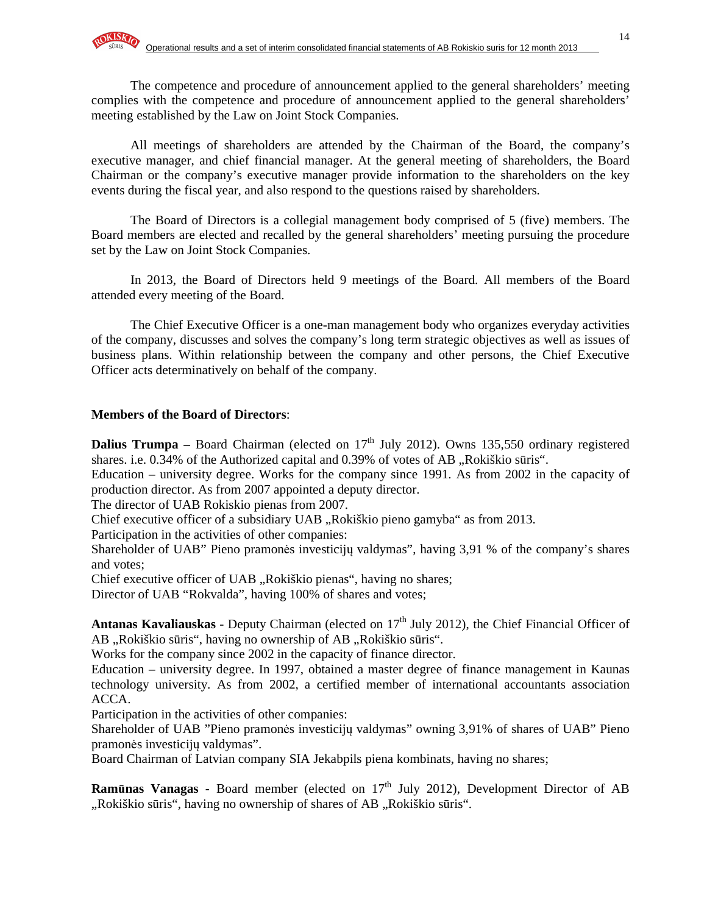The competence and procedure of announcement applied to the general shareholders' meeting complies with the competence and procedure of announcement applied to the general shareholders' meeting established by the Law on Joint Stock Companies.

All meetings of shareholders are attended by the Chairman of the Board, the company's executive manager, and chief financial manager. At the general meeting of shareholders, the Board Chairman or the company's executive manager provide information to the shareholders on the key events during the fiscal year, and also respond to the questions raised by shareholders.

The Board of Directors is a collegial management body comprised of 5 (five) members. The Board members are elected and recalled by the general shareholders' meeting pursuing the procedure set by the Law on Joint Stock Companies.

In 2013, the Board of Directors held 9 meetings of the Board. All members of the Board attended every meeting of the Board.

The Chief Executive Officer is a one-man management body who organizes everyday activities of the company, discusses and solves the company's long term strategic objectives as well as issues of business plans. Within relationship between the company and other persons, the Chief Executive Officer acts determinatively on behalf of the company.

**Members of the Board of Directors**:

**Dalius Trumpa –** Board Chairman (elected on 17th July 2012). Owns 135,550 ordinary registered shares. i.e. 0.34% of the Authorized capital and 0.39% of votes of AB „Rokiškio sūris".
Education – university degree. Works for the company since 1991. As from 2002 in the capacity of production director. As from 2007 appointed a deputy director.
The director of UAB Rokiskio pienas from 2007.
Chief executive officer of a subsidiary UAB „Rokiškio pieno gamyba" as from 2013.
Participation in the activities of other companies:
Shareholder of UAB" Pieno pramonės investicijų valdymas", having 3,91 % of the company's shares and votes;
Chief executive officer of UAB „Rokiškio pienas", having no shares;
Director of UAB "Rokvalda", having 100% of shares and votes;

**Antanas Kavaliauskas** - Deputy Chairman (elected on 17th July 2012), the Chief Financial Officer of AB „Rokiškio sūris", having no ownership of AB „Rokiškio sūris".
Works for the company since 2002 in the capacity of finance director.
Education – university degree. In 1997, obtained a master degree of finance management in Kaunas technology university. As from 2002, a certified member of international accountants association ACCA.
Participation in the activities of other companies:
Shareholder of UAB "Pieno pramonės investicijų valdymas" owning 3,91% of shares of UAB" Pieno pramonės investicijų valdymas".
Board Chairman of Latvian company SIA Jekabpils piena kombinats, having no shares;

**Ramūnas Vanagas -** Board member (elected on 17th July 2012), Development Director of AB „Rokiškio sūris", having no ownership of shares of AB „Rokiškio sūris".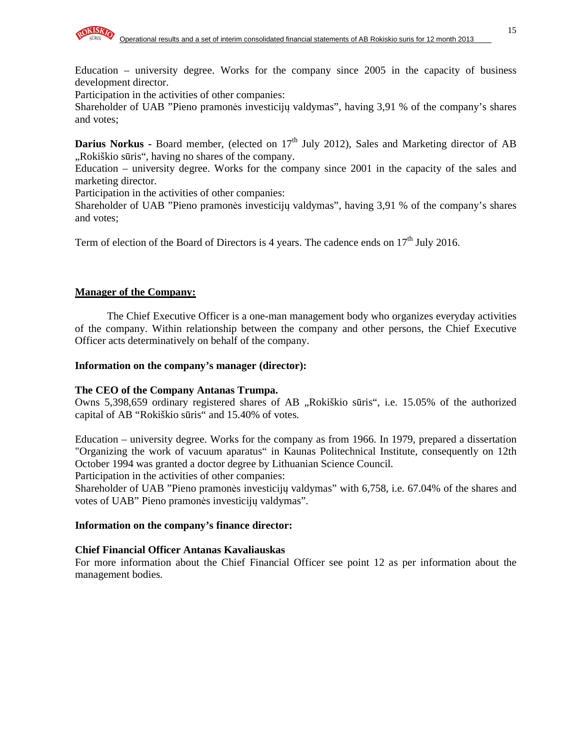Education – university degree. Works for the company since 2005 in the capacity of business development director.
Participation in the activities of other companies:
Shareholder of UAB "Pieno pramonės investicijų valdymas", having 3,91 % of the company's shares and votes;

**Darius Norkus -** Board member, (elected on 17th July 2012), Sales and Marketing director of AB „Rokiškio sūris", having no shares of the company.
Education – university degree. Works for the company since 2001 in the capacity of the sales and marketing director.
Participation in the activities of other companies:
Shareholder of UAB "Pieno pramonės investicijų valdymas", having 3,91 % of the company's shares and votes;

Term of election of the Board of Directors is 4 years. The cadence ends on 17th July 2016.

**Manager of the Company:**

The Chief Executive Officer is a one-man management body who organizes everyday activities of the company. Within relationship between the company and other persons, the Chief Executive Officer acts determinatively on behalf of the company.

**Information on the company's manager (director):**

**The CEO of the Company Antanas Trumpa.**
Owns 5,398,659 ordinary registered shares of AB „Rokiškio sūris", i.e. 15.05% of the authorized capital of AB "Rokiškio sūris" and 15.40% of votes.

Education – university degree. Works for the company as from 1966. In 1979, prepared a dissertation "Organizing the work of vacuum aparatus" in Kaunas Politechnical Institute, consequently on 12th October 1994 was granted a doctor degree by Lithuanian Science Council.
Participation in the activities of other companies:
Shareholder of UAB "Pieno pramonės investicijų valdymas" with 6,758, i.e. 67.04% of the shares and votes of UAB" Pieno pramonės investicijų valdymas".

**Information on the company's finance director:**

**Chief Financial Officer Antanas Kavaliauskas**
For more information about the Chief Financial Officer see point 12 as per information about the management bodies.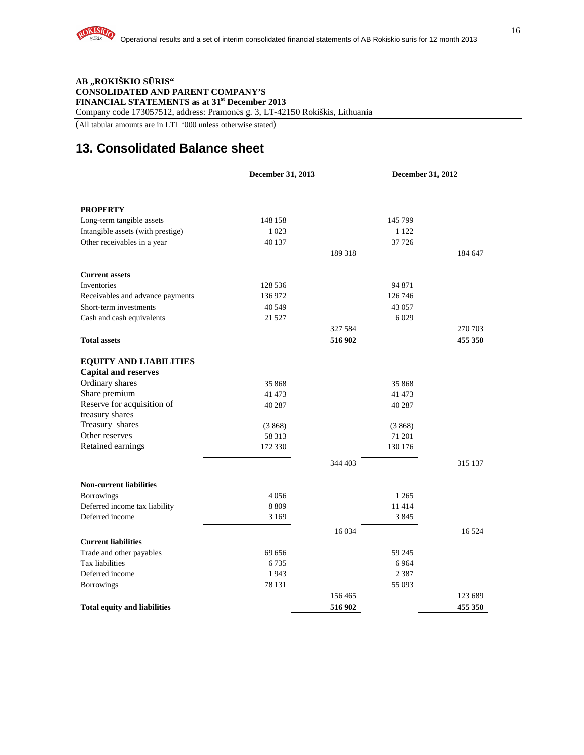**AB „ROKIŠKIO SŪRIS“**
**CONSOLIDATED AND PARENT COMPANY'S**
**FINANCIAL STATEMENTS as at 31st December 2013**
Company code 173057512, address: Pramonės g. 3, LT-42150 Rokiškis, Lithuania

(All tabular amounts are in LTL '000 unless otherwise stated)

## 13. Consolidated Balance sheet

| | December 31, 2013 | | December 31, 2012 | |
|---|---|---|---|---|
| **PROPERTY** | | | | |
| Long-term tangible assets | 148 158 | | 145 799 | |
| Intangible assets (with prestige) | 1 023 | | 1 122 | |
| Other receivables in a year | 40 137 | | 37 726 | |
| | | 189 318 | | 184 647 |
| **Current assets** | | | | |
| Inventories | 128 536 | | 94 871 | |
| Receivables and advance payments | 136 972 | | 126 746 | |
| Short-term investments | 40 549 | | 43 057 | |
| Cash and cash equivalents | 21 527 | | 6 029 | |
| | | 327 584 | | 270 703 |
| **Total assets** | | **516 902** | | **455 350** |
| **EQUITY AND LIABILITIES** | | | | |
| **Capital and reserves** | | | | |
| Ordinary shares | 35 868 | | 35 868 | |
| Share premium | 41 473 | | 41 473 | |
| Reserve for acquisition of treasury shares | 40 287 | | 40 287 | |
| Treasury shares | (3 868) | | (3 868) | |
| Other reserves | 58 313 | | 71 201 | |
| Retained earnings | 172 330 | | 130 176 | |
| | | 344 403 | | 315 137 |
| **Non-current liabilities** | | | | |
| Borrowings | 4 056 | | 1 265 | |
| Deferred income tax liability | 8 809 | | 11 414 | |
| Deferred income | 3 169 | | 3 845 | |
| | | 16 034 | | 16 524 |
| **Current liabilities** | | | | |
| Trade and other payables | 69 656 | | 59 245 | |
| Tax liabilities | 6 735 | | 6 964 | |
| Deferred income | 1 943 | | 2 387 | |
| Borrowings | 78 131 | | 55 093 | |
| | | 156 465 | | 123 689 |
| **Total equity and liabilities** | | **516 902** | | **455 350** |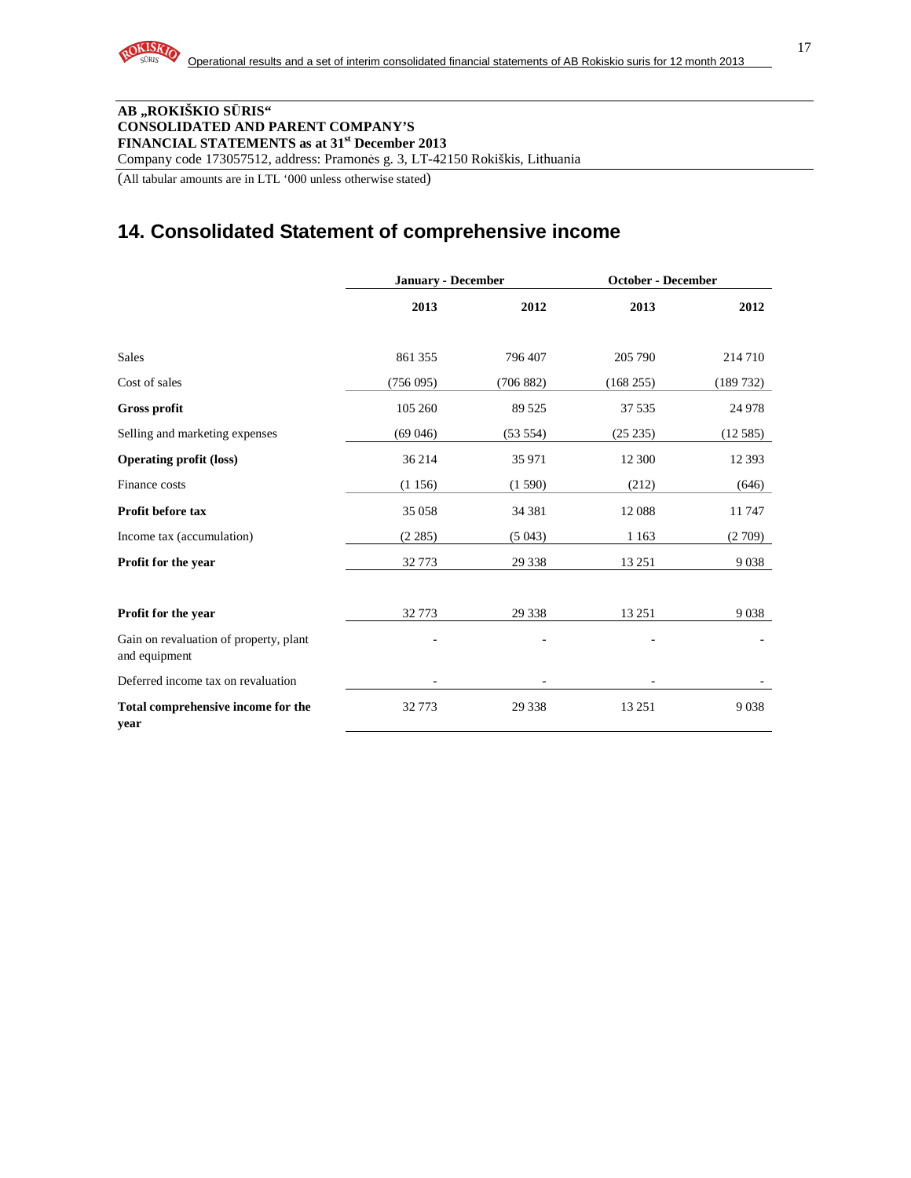**AB „ROKIŠKIO SŪRIS"**
**CONSOLIDATED AND PARENT COMPANY'S**
**FINANCIAL STATEMENTS as at 31st December 2013**
Company code 173057512, address: Pramonės g. 3, LT-42150 Rokiškis, Lithuania

(All tabular amounts are in LTL '000 unless otherwise stated)

# 14. Consolidated Statement of comprehensive income

| | January - December | | October - December | |
|---|---|---|---|---|
| | **2013** | **2012** | **2013** | **2012** |
| Sales | 861 355 | 796 407 | 205 790 | 214 710 |
| Cost of sales | (756 095) | (706 882) | (168 255) | (189 732) |
| **Gross profit** | 105 260 | 89 525 | 37 535 | 24 978 |
| Selling and marketing expenses | (69 046) | (53 554) | (25 235) | (12 585) |
| **Operating profit (loss)** | 36 214 | 35 971 | 12 300 | 12 393 |
| Finance costs | (1 156) | (1 590) | (212) | (646) |
| **Profit before tax** | 35 058 | 34 381 | 12 088 | 11 747 |
| Income tax (accumulation) | (2 285) | (5 043) | 1 163 | (2 709) |
| **Profit for the year** | 32 773 | 29 338 | 13 251 | 9 038 |
| | | | | |
| **Profit for the year** | 32 773 | 29 338 | 13 251 | 9 038 |
| Gain on revaluation of property, plant and equipment | - | - | - | - |
| Deferred income tax on revaluation | - | - | - | - |
| **Total comprehensive income for the year** | 32 773 | 29 338 | 13 251 | 9 038 |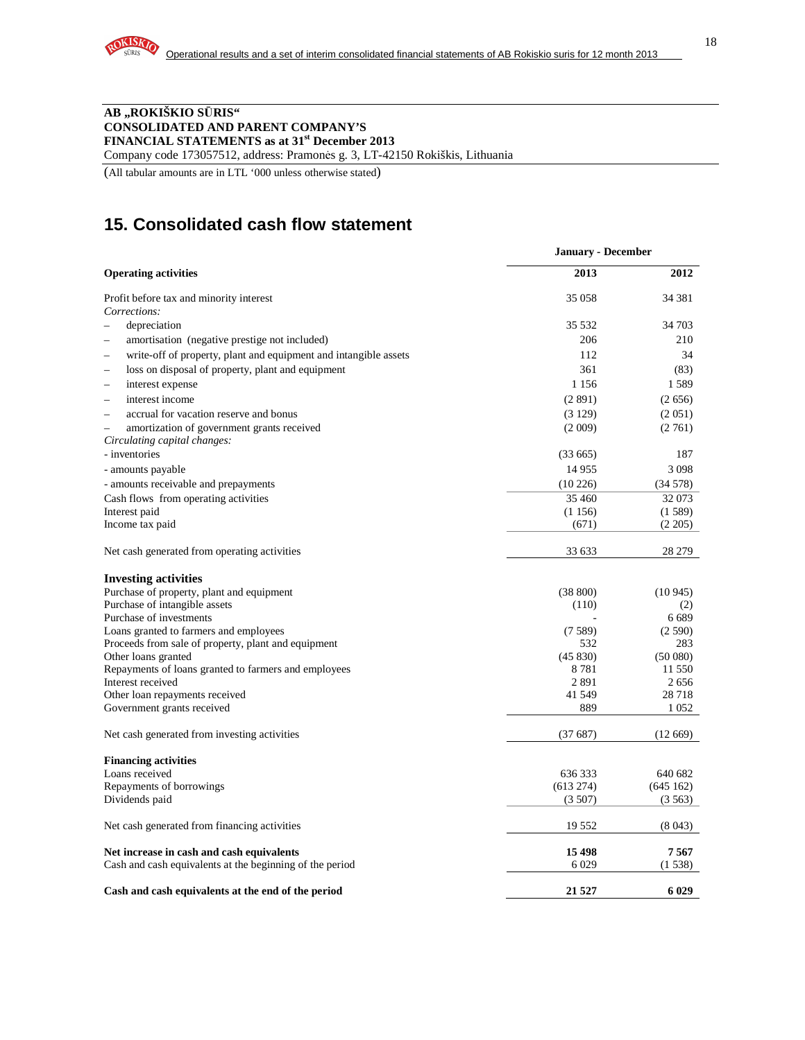**AB „ROKIŠKIO SŪRIS“**
**CONSOLIDATED AND PARENT COMPANY'S**
**FINANCIAL STATEMENTS as at 31st December 2013**
Company code 173057512, address: Pramonės g. 3, LT-42150 Rokiškis, Lithuania

(All tabular amounts are in LTL '000 unless otherwise stated)

# 15. Consolidated cash flow statement

| | January - December | |
|---|---|---|
| **Operating activities** | **2013** | **2012** |
| Profit before tax and minority interest | 35 058 | 34 381 |
| *Corrections:* | | |
| – depreciation | 35 532 | 34 703 |
| – amortisation (negative prestige not included) | 206 | 210 |
| – write-off of property, plant and equipment and intangible assets | 112 | 34 |
| – loss on disposal of property, plant and equipment | 361 | (83) |
| – interest expense | 1 156 | 1 589 |
| – interest income | (2 891) | (2 656) |
| – accrual for vacation reserve and bonus | (3 129) | (2 051) |
| – amortization of government grants received | (2 009) | (2 761) |
| *Circulating capital changes:* | | |
| - inventories | (33 665) | 187 |
| - amounts payable | 14 955 | 3 098 |
| - amounts receivable and prepayments | (10 226) | (34 578) |
| Cash flows from operating activities | 35 460 | 32 073 |
| Interest paid | (1 156) | (1 589) |
| Income tax paid | (671) | (2 205) |
| Net cash generated from operating activities | 33 633 | 28 279 |
| **Investing activities** | | |
| Purchase of property, plant and equipment | (38 800) | (10 945) |
| Purchase of intangible assets | (110) | (2) |
| Purchase of investments | - | 6 689 |
| Loans granted to farmers and employees | (7 589) | (2 590) |
| Proceeds from sale of property, plant and equipment | 532 | 283 |
| Other loans granted | (45 830) | (50 080) |
| Repayments of loans granted to farmers and employees | 8 781 | 11 550 |
| Interest received | 2 891 | 2 656 |
| Other loan repayments received | 41 549 | 28 718 |
| Government grants received | 889 | 1 052 |
| Net cash generated from investing activities | (37 687) | (12 669) |
| **Financing activities** | | |
| Loans received | 636 333 | 640 682 |
| Repayments of borrowings | (613 274) | (645 162) |
| Dividends paid | (3 507) | (3 563) |
| Net cash generated from financing activities | 19 552 | (8 043) |
| **Net increase in cash and cash equivalents** | **15 498** | **7 567** |
| Cash and cash equivalents at the beginning of the period | 6 029 | (1 538) |
| **Cash and cash equivalents at the end of the period** | **21 527** | **6 029** |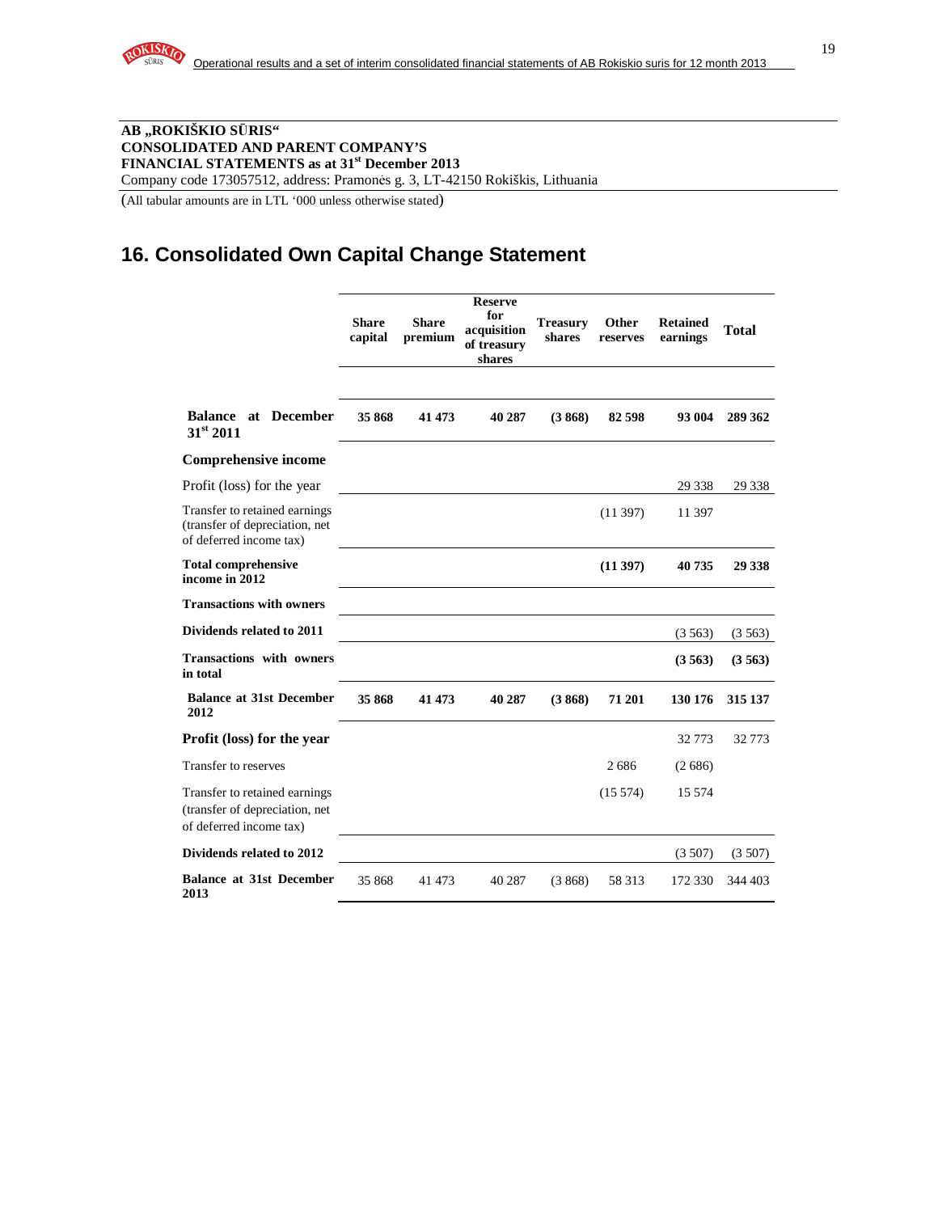**AB „ROKIŠKIO SŪRIS“**
**CONSOLIDATED AND PARENT COMPANY'S**
**FINANCIAL STATEMENTS as at 31st December 2013**
Company code 173057512, address: Pramonės g. 3, LT-42150 Rokiškis, Lithuania

(All tabular amounts are in LTL '000 unless otherwise stated)

## 16. Consolidated Own Capital Change Statement

| | Share capital | Share premium | Reserve for acquisition of treasury shares | Treasury shares | Other reserves | Retained earnings | Total |
|---|---|---|---|---|---|---|---|
| **Balance at December 31st 2011** | **35 868** | **41 473** | **40 287** | **(3 868)** | **82 598** | **93 004** | **289 362** |
| **Comprehensive income** | | | | | | | |
| Profit (loss) for the year | | | | | | 29 338 | 29 338 |
| Transfer to retained earnings (transfer of depreciation, net of deferred income tax) | | | | | (11 397) | 11 397 | |
| **Total comprehensive income in 2012** | | | | | **(11 397)** | **40 735** | **29 338** |
| **Transactions with owners** | | | | | | | |
| **Dividends related to 2011** | | | | | | (3 563) | (3 563) |
| **Transactions with owners in total** | | | | | | **(3 563)** | **(3 563)** |
| **Balance at 31st December 2012** | **35 868** | **41 473** | **40 287** | **(3 868)** | **71 201** | **130 176** | **315 137** |
| **Profit (loss) for the year** | | | | | | 32 773 | 32 773 |
| Transfer to reserves | | | | | 2 686 | (2 686) | |
| Transfer to retained earnings (transfer of depreciation, net of deferred income tax) | | | | | (15 574) | 15 574 | |
| **Dividends related to 2012** | | | | | | (3 507) | (3 507) |
| **Balance at 31st December 2013** | 35 868 | 41 473 | 40 287 | (3 868) | 58 313 | 172 330 | 344 403 |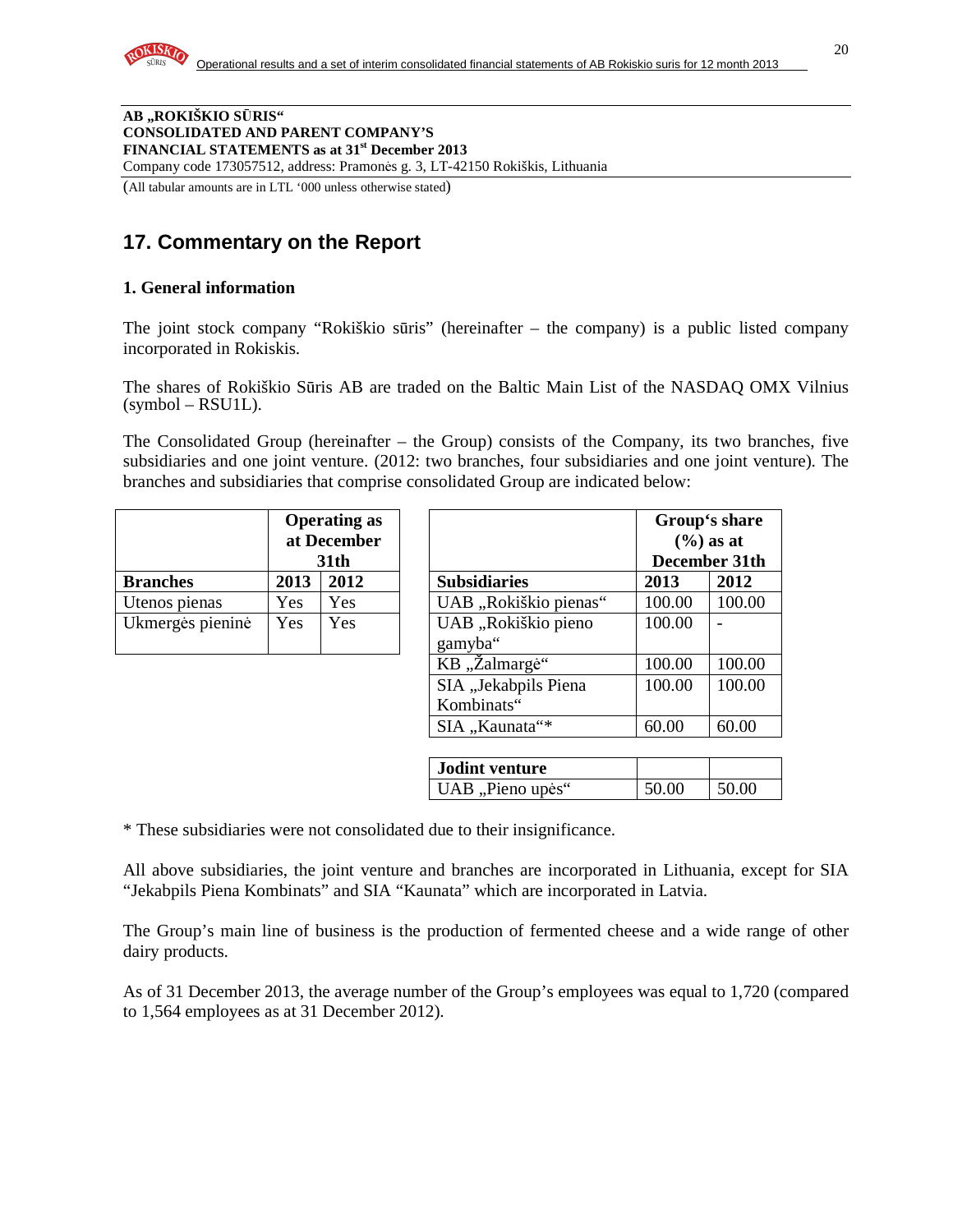AB „ROKIŠKIO SŪRIS“
CONSOLIDATED AND PARENT COMPANY'S
FINANCIAL STATEMENTS as at 31st December 2013
Company code 173057512, address: Pramonės g. 3, LT-42150 Rokiškis, Lithuania

(All tabular amounts are in LTL '000 unless otherwise stated)

## 17. Commentary on the Report

### 1. General information

The joint stock company "Rokiškio sūris" (hereinafter – the company) is a public listed company incorporated in Rokiskis.

The shares of Rokiškio Sūris AB are traded on the Baltic Main List of the NASDAQ OMX Vilnius (symbol – RSU1L).

The Consolidated Group (hereinafter – the Group) consists of the Company, its two branches, five subsidiaries and one joint venture. (2012: two branches, four subsidiaries and one joint venture). The branches and subsidiaries that comprise consolidated Group are indicated below:

| | Operating as at December 31th | |
|---|---|---|
| **Branches** | **2013** | **2012** |
| Utenos pienas | Yes | Yes |
| Ukmergės pieninė | Yes | Yes |

| | Group's share (%) as at December 31th | |
|---|---|---|
| **Subsidiaries** | **2013** | **2012** |
| UAB „Rokiškio pienas“ | 100.00 | 100.00 |
| UAB „Rokiškio pieno gamyba“ | 100.00 | - |
| KB „Žalmargė“ | 100.00 | 100.00 |
| SIA „Jekabpils Piena Kombinats“ | 100.00 | 100.00 |
| SIA „Kaunata“* | 60.00 | 60.00 |
| **Jodint venture** | | |
| UAB „Pieno upės“ | 50.00 | 50.00 |

\* These subsidiaries were not consolidated due to their insignificance.

All above subsidiaries, the joint venture and branches are incorporated in Lithuania, except for SIA "Jekabpils Piena Kombinats" and SIA "Kaunata" which are incorporated in Latvia.

The Group's main line of business is the production of fermented cheese and a wide range of other dairy products.

As of 31 December 2013, the average number of the Group's employees was equal to 1,720 (compared to 1,564 employees as at 31 December 2012).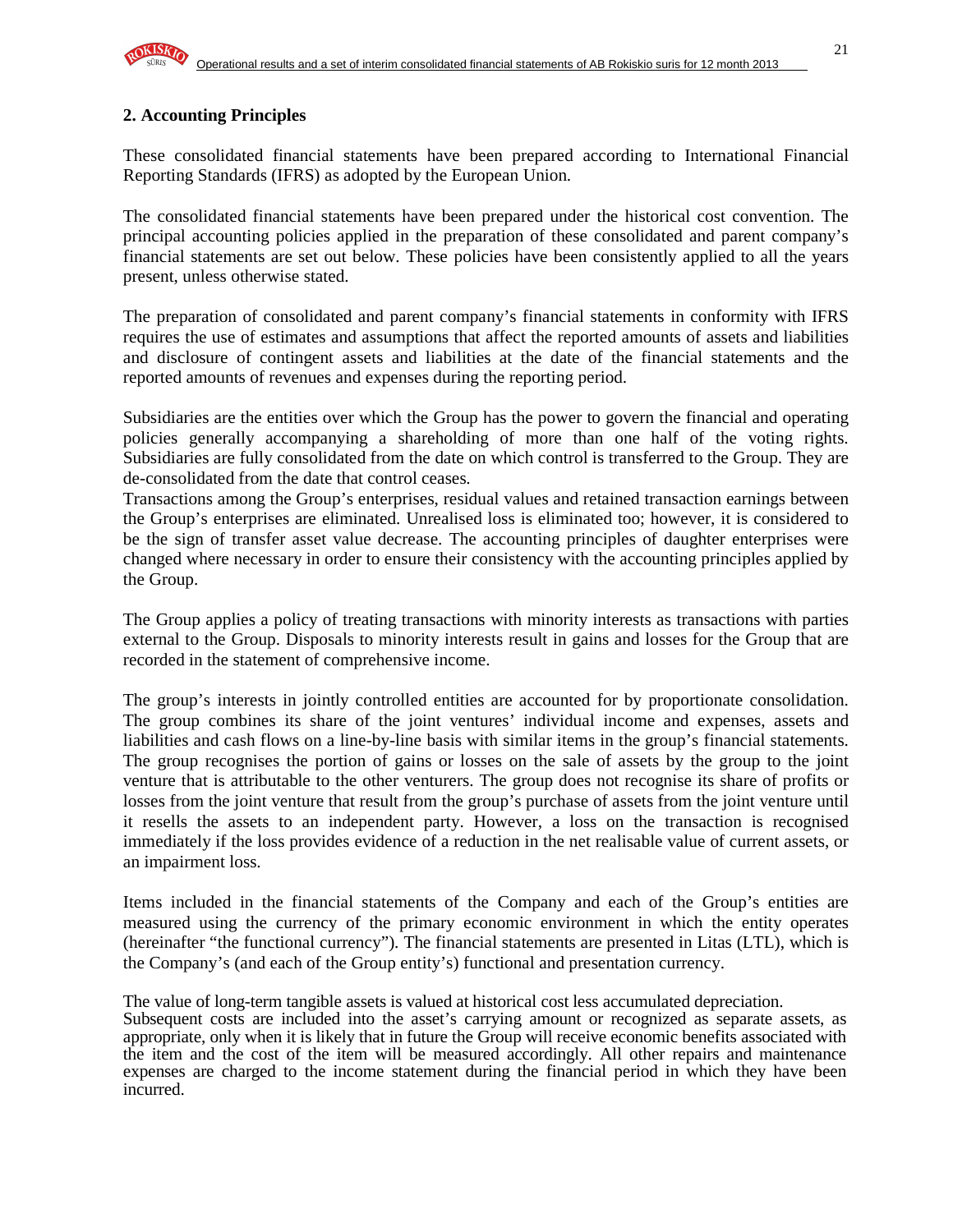## 2. Accounting Principles

These consolidated financial statements have been prepared according to International Financial Reporting Standards (IFRS) as adopted by the European Union.

The consolidated financial statements have been prepared under the historical cost convention. The principal accounting policies applied in the preparation of these consolidated and parent company's financial statements are set out below. These policies have been consistently applied to all the years present, unless otherwise stated.

The preparation of consolidated and parent company's financial statements in conformity with IFRS requires the use of estimates and assumptions that affect the reported amounts of assets and liabilities and disclosure of contingent assets and liabilities at the date of the financial statements and the reported amounts of revenues and expenses during the reporting period.

Subsidiaries are the entities over which the Group has the power to govern the financial and operating policies generally accompanying a shareholding of more than one half of the voting rights. Subsidiaries are fully consolidated from the date on which control is transferred to the Group. They are de-consolidated from the date that control ceases.
Transactions among the Group's enterprises, residual values and retained transaction earnings between the Group's enterprises are eliminated. Unrealised loss is eliminated too; however, it is considered to be the sign of transfer asset value decrease. The accounting principles of daughter enterprises were changed where necessary in order to ensure their consistency with the accounting principles applied by the Group.

The Group applies a policy of treating transactions with minority interests as transactions with parties external to the Group. Disposals to minority interests result in gains and losses for the Group that are recorded in the statement of comprehensive income.

The group's interests in jointly controlled entities are accounted for by proportionate consolidation. The group combines its share of the joint ventures' individual income and expenses, assets and liabilities and cash flows on a line-by-line basis with similar items in the group's financial statements. The group recognises the portion of gains or losses on the sale of assets by the group to the joint venture that is attributable to the other venturers. The group does not recognise its share of profits or losses from the joint venture that result from the group's purchase of assets from the joint venture until it resells the assets to an independent party. However, a loss on the transaction is recognised immediately if the loss provides evidence of a reduction in the net realisable value of current assets, or an impairment loss.

Items included in the financial statements of the Company and each of the Group's entities are measured using the currency of the primary economic environment in which the entity operates (hereinafter "the functional currency"). The financial statements are presented in Litas (LTL), which is the Company's (and each of the Group entity's) functional and presentation currency.

The value of long-term tangible assets is valued at historical cost less accumulated depreciation.
Subsequent costs are included into the asset's carrying amount or recognized as separate assets, as appropriate, only when it is likely that in future the Group will receive economic benefits associated with the item and the cost of the item will be measured accordingly. All other repairs and maintenance expenses are charged to the income statement during the financial period in which they have been incurred.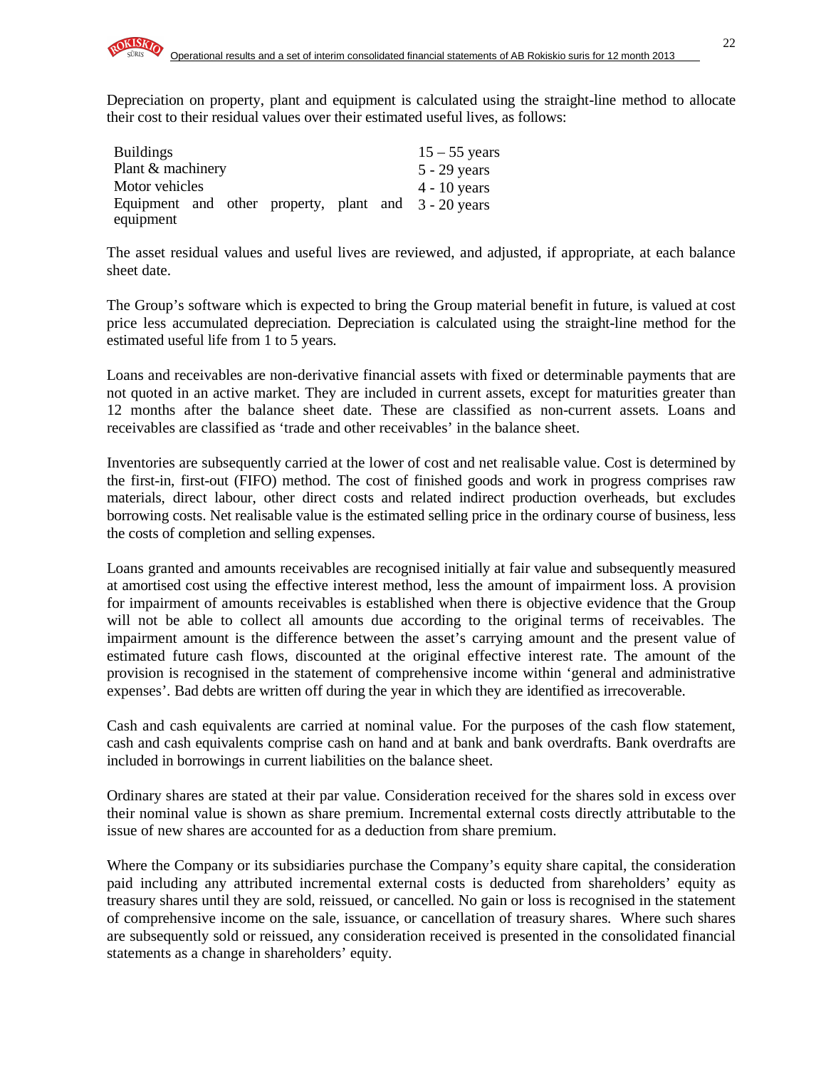Depreciation on property, plant and equipment is calculated using the straight-line method to allocate their cost to their residual values over their estimated useful lives, as follows:

| | |
|---|---|
| Buildings | 15 – 55 years |
| Plant & machinery | 5 - 29 years |
| Motor vehicles | 4 - 10 years |
| Equipment and other property, plant and equipment | 3 - 20 years |

The asset residual values and useful lives are reviewed, and adjusted, if appropriate, at each balance sheet date.

The Group's software which is expected to bring the Group material benefit in future, is valued at cost price less accumulated depreciation. Depreciation is calculated using the straight-line method for the estimated useful life from 1 to 5 years.

Loans and receivables are non-derivative financial assets with fixed or determinable payments that are not quoted in an active market. They are included in current assets, except for maturities greater than 12 months after the balance sheet date. These are classified as non-current assets. Loans and receivables are classified as 'trade and other receivables' in the balance sheet.

Inventories are subsequently carried at the lower of cost and net realisable value. Cost is determined by the first-in, first-out (FIFO) method. The cost of finished goods and work in progress comprises raw materials, direct labour, other direct costs and related indirect production overheads, but excludes borrowing costs. Net realisable value is the estimated selling price in the ordinary course of business, less the costs of completion and selling expenses.

Loans granted and amounts receivables are recognised initially at fair value and subsequently measured at amortised cost using the effective interest method, less the amount of impairment loss. A provision for impairment of amounts receivables is established when there is objective evidence that the Group will not be able to collect all amounts due according to the original terms of receivables. The impairment amount is the difference between the asset's carrying amount and the present value of estimated future cash flows, discounted at the original effective interest rate. The amount of the provision is recognised in the statement of comprehensive income within 'general and administrative expenses'. Bad debts are written off during the year in which they are identified as irrecoverable.

Cash and cash equivalents are carried at nominal value. For the purposes of the cash flow statement, cash and cash equivalents comprise cash on hand and at bank and bank overdrafts. Bank overdrafts are included in borrowings in current liabilities on the balance sheet.

Ordinary shares are stated at their par value. Consideration received for the shares sold in excess over their nominal value is shown as share premium. Incremental external costs directly attributable to the issue of new shares are accounted for as a deduction from share premium.

Where the Company or its subsidiaries purchase the Company's equity share capital, the consideration paid including any attributed incremental external costs is deducted from shareholders' equity as treasury shares until they are sold, reissued, or cancelled. No gain or loss is recognised in the statement of comprehensive income on the sale, issuance, or cancellation of treasury shares. Where such shares are subsequently sold or reissued, any consideration received is presented in the consolidated financial statements as a change in shareholders' equity.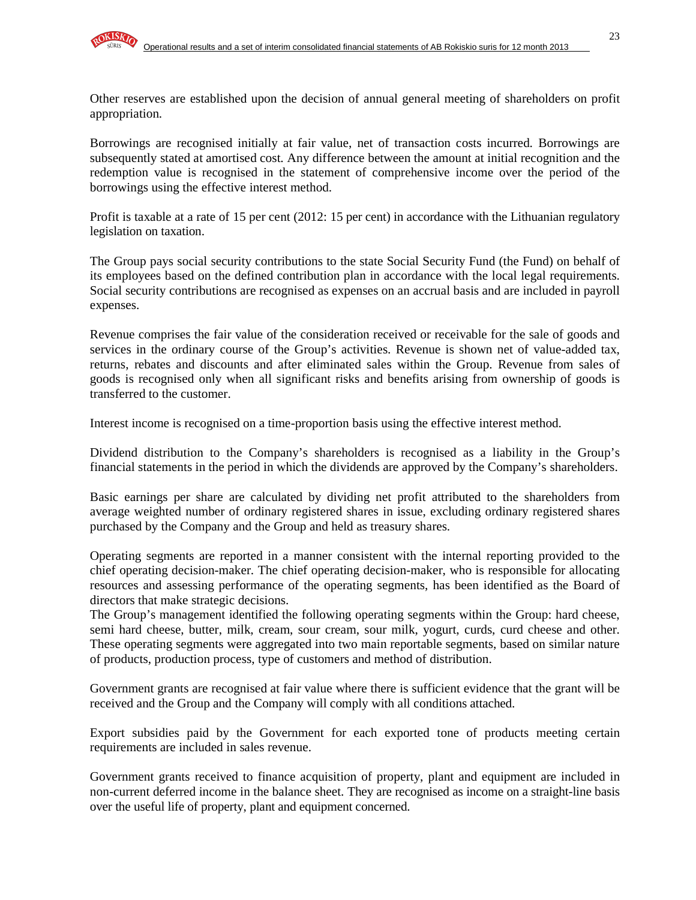Other reserves are established upon the decision of annual general meeting of shareholders on profit appropriation.

Borrowings are recognised initially at fair value, net of transaction costs incurred. Borrowings are subsequently stated at amortised cost. Any difference between the amount at initial recognition and the redemption value is recognised in the statement of comprehensive income over the period of the borrowings using the effective interest method.

Profit is taxable at a rate of 15 per cent (2012: 15 per cent) in accordance with the Lithuanian regulatory legislation on taxation.

The Group pays social security contributions to the state Social Security Fund (the Fund) on behalf of its employees based on the defined contribution plan in accordance with the local legal requirements. Social security contributions are recognised as expenses on an accrual basis and are included in payroll expenses.

Revenue comprises the fair value of the consideration received or receivable for the sale of goods and services in the ordinary course of the Group's activities. Revenue is shown net of value-added tax, returns, rebates and discounts and after eliminated sales within the Group. Revenue from sales of goods is recognised only when all significant risks and benefits arising from ownership of goods is transferred to the customer.

Interest income is recognised on a time-proportion basis using the effective interest method.

Dividend distribution to the Company's shareholders is recognised as a liability in the Group's financial statements in the period in which the dividends are approved by the Company's shareholders.

Basic earnings per share are calculated by dividing net profit attributed to the shareholders from average weighted number of ordinary registered shares in issue, excluding ordinary registered shares purchased by the Company and the Group and held as treasury shares.

Operating segments are reported in a manner consistent with the internal reporting provided to the chief operating decision-maker. The chief operating decision-maker, who is responsible for allocating resources and assessing performance of the operating segments, has been identified as the Board of directors that make strategic decisions.
The Group's management identified the following operating segments within the Group: hard cheese, semi hard cheese, butter, milk, cream, sour cream, sour milk, yogurt, curds, curd cheese and other. These operating segments were aggregated into two main reportable segments, based on similar nature of products, production process, type of customers and method of distribution.

Government grants are recognised at fair value where there is sufficient evidence that the grant will be received and the Group and the Company will comply with all conditions attached.

Export subsidies paid by the Government for each exported tone of products meeting certain requirements are included in sales revenue.

Government grants received to finance acquisition of property, plant and equipment are included in non-current deferred income in the balance sheet. They are recognised as income on a straight-line basis over the useful life of property, plant and equipment concerned.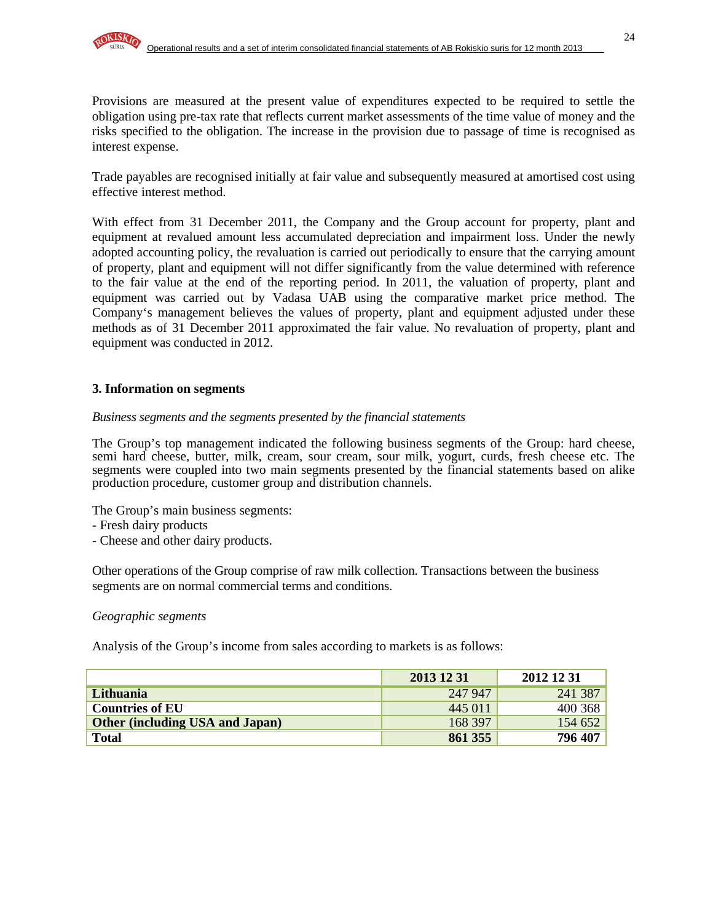Provisions are measured at the present value of expenditures expected to be required to settle the obligation using pre-tax rate that reflects current market assessments of the time value of money and the risks specified to the obligation. The increase in the provision due to passage of time is recognised as interest expense.

Trade payables are recognised initially at fair value and subsequently measured at amortised cost using effective interest method.

With effect from 31 December 2011, the Company and the Group account for property, plant and equipment at revalued amount less accumulated depreciation and impairment loss. Under the newly adopted accounting policy, the revaluation is carried out periodically to ensure that the carrying amount of property, plant and equipment will not differ significantly from the value determined with reference to the fair value at the end of the reporting period. In 2011, the valuation of property, plant and equipment was carried out by Vadasa UAB using the comparative market price method. The Company's management believes the values of property, plant and equipment adjusted under these methods as of 31 December 2011 approximated the fair value. No revaluation of property, plant and equipment was conducted in 2012.

### 3. Information on segments

*Business segments and the segments presented by the financial statements*

The Group's top management indicated the following business segments of the Group: hard cheese, semi hard cheese, butter, milk, cream, sour cream, sour milk, yogurt, curds, fresh cheese etc. The segments were coupled into two main segments presented by the financial statements based on alike production procedure, customer group and distribution channels.

The Group's main business segments:
- Fresh dairy products
- Cheese and other dairy products.

Other operations of the Group comprise of raw milk collection. Transactions between the business segments are on normal commercial terms and conditions.

*Geographic segments*

Analysis of the Group's income from sales according to markets is as follows:

| | 2013 12 31 | 2012 12 31 |
|---|---|---|
| **Lithuania** | 247 947 | 241 387 |
| **Countries of EU** | 445 011 | 400 368 |
| **Other (including USA and Japan)** | 168 397 | 154 652 |
| **Total** | **861 355** | **796 407** |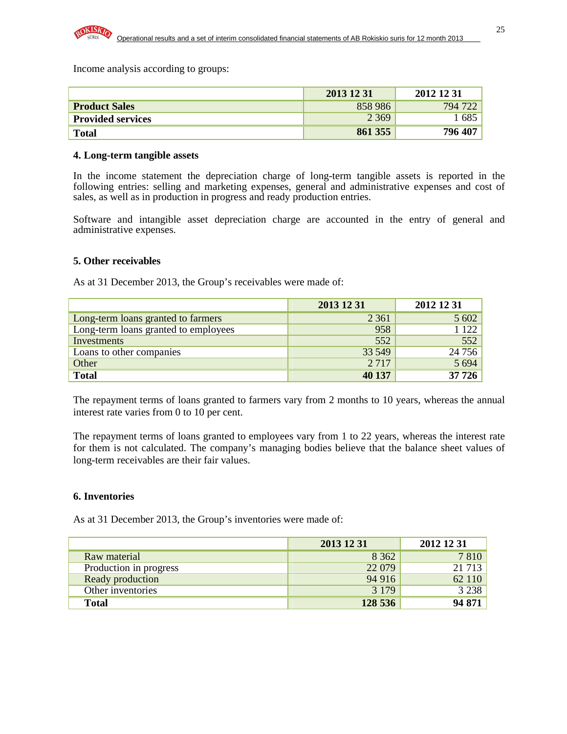Income analysis according to groups:

| | 2013 12 31 | 2012 12 31 |
|---|---|---|
| **Product Sales** | 858 986 | 794 722 |
| **Provided services** | 2 369 | 1 685 |
| **Total** | **861 355** | **796 407** |

**4. Long-term tangible assets**

In the income statement the depreciation charge of long-term tangible assets is reported in the following entries: selling and marketing expenses, general and administrative expenses and cost of sales, as well as in production in progress and ready production entries.

Software and intangible asset depreciation charge are accounted in the entry of general and administrative expenses.

**5. Other receivables**

As at 31 December 2013, the Group's receivables were made of:

| | 2013 12 31 | 2012 12 31 |
|---|---|---|
| Long-term loans granted to farmers | 2 361 | 5 602 |
| Long-term loans granted to employees | 958 | 1 122 |
| Investments | 552 | 552 |
| Loans to other companies | 33 549 | 24 756 |
| Other | 2 717 | 5 694 |
| **Total** | **40 137** | **37 726** |

The repayment terms of loans granted to farmers vary from 2 months to 10 years, whereas the annual interest rate varies from 0 to 10 per cent.

The repayment terms of loans granted to employees vary from 1 to 22 years, whereas the interest rate for them is not calculated. The company's managing bodies believe that the balance sheet values of long-term receivables are their fair values.

**6. Inventories**

As at 31 December 2013, the Group's inventories were made of:

| | 2013 12 31 | 2012 12 31 |
|---|---|---|
| Raw material | 8 362 | 7 810 |
| Production in progress | 22 079 | 21 713 |
| Ready production | 94 916 | 62 110 |
| Other inventories | 3 179 | 3 238 |
| **Total** | **128 536** | **94 871** |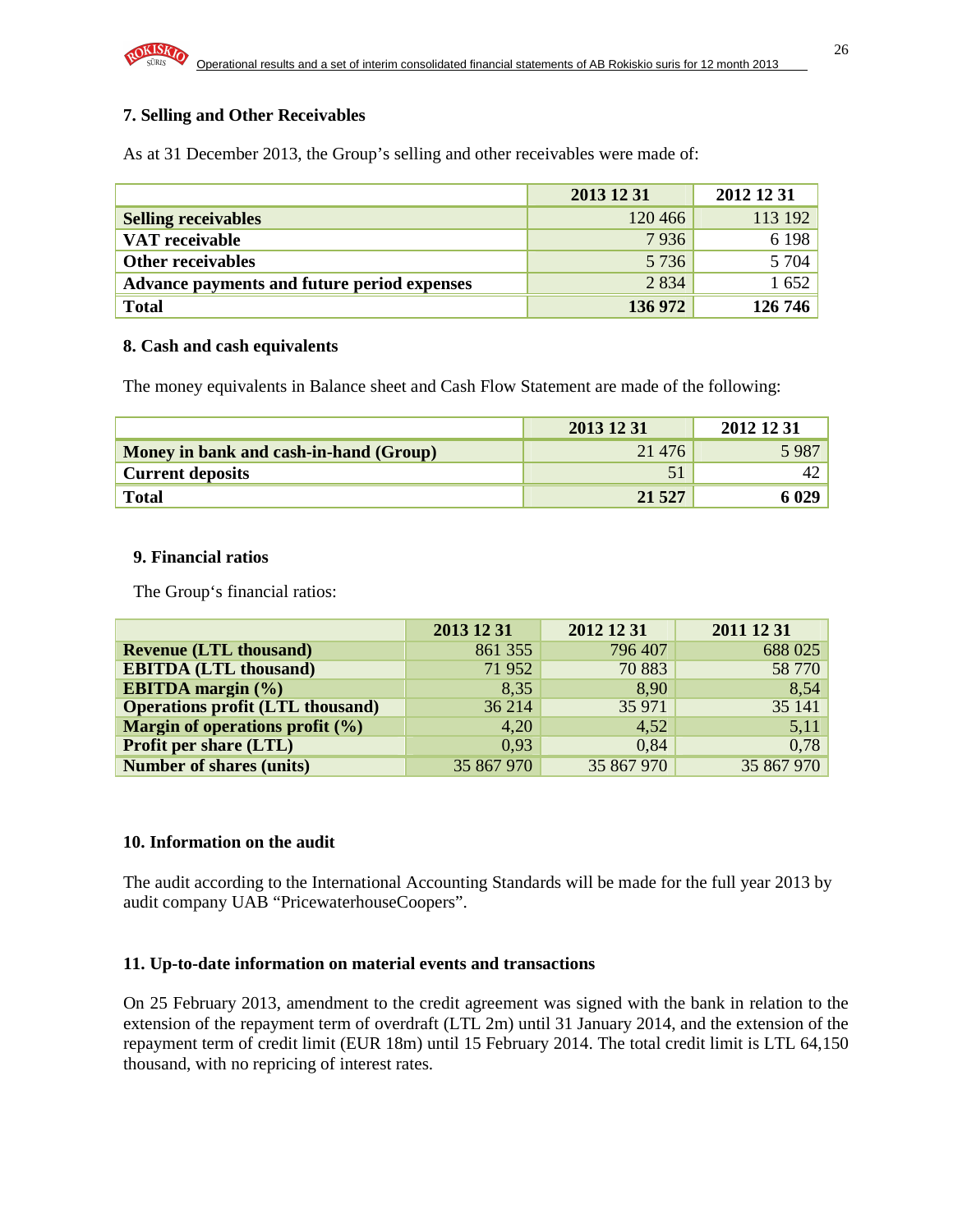### 7. Selling and Other Receivables

As at 31 December 2013, the Group's selling and other receivables were made of:

| | 2013 12 31 | 2012 12 31 |
|---|---|---|
| **Selling receivables** | 120 466 | 113 192 |
| **VAT receivable** | 7 936 | 6 198 |
| **Other receivables** | 5 736 | 5 704 |
| **Advance payments and future period expenses** | 2 834 | 1 652 |
| **Total** | **136 972** | **126 746** |

### 8. Cash and cash equivalents

The money equivalents in Balance sheet and Cash Flow Statement are made of the following:

| | 2013 12 31 | 2012 12 31 |
|---|---|---|
| **Money in bank and cash-in-hand (Group)** | 21 476 | 5 987 |
| **Current deposits** | 51 | 42 |
| **Total** | **21 527** | **6 029** |

### 9. Financial ratios

The Group's financial ratios:

| | 2013 12 31 | 2012 12 31 | 2011 12 31 |
|---|---|---|---|
| **Revenue (LTL thousand)** | 861 355 | 796 407 | 688 025 |
| **EBITDA (LTL thousand)** | 71 952 | 70 883 | 58 770 |
| **EBITDA margin (%)** | 8,35 | 8,90 | 8,54 |
| **Operations profit (LTL thousand)** | 36 214 | 35 971 | 35 141 |
| **Margin of operations profit (%)** | 4,20 | 4,52 | 5,11 |
| **Profit per share (LTL)** | 0,93 | 0,84 | 0,78 |
| **Number of shares (units)** | 35 867 970 | 35 867 970 | 35 867 970 |

### 10. Information on the audit

The audit according to the International Accounting Standards will be made for the full year 2013 by audit company UAB "PricewaterhouseCoopers".

### 11. Up-to-date information on material events and transactions

On 25 February 2013, amendment to the credit agreement was signed with the bank in relation to the extension of the repayment term of overdraft (LTL 2m) until 31 January 2014, and the extension of the repayment term of credit limit (EUR 18m) until 15 February 2014. The total credit limit is LTL 64,150 thousand, with no repricing of interest rates.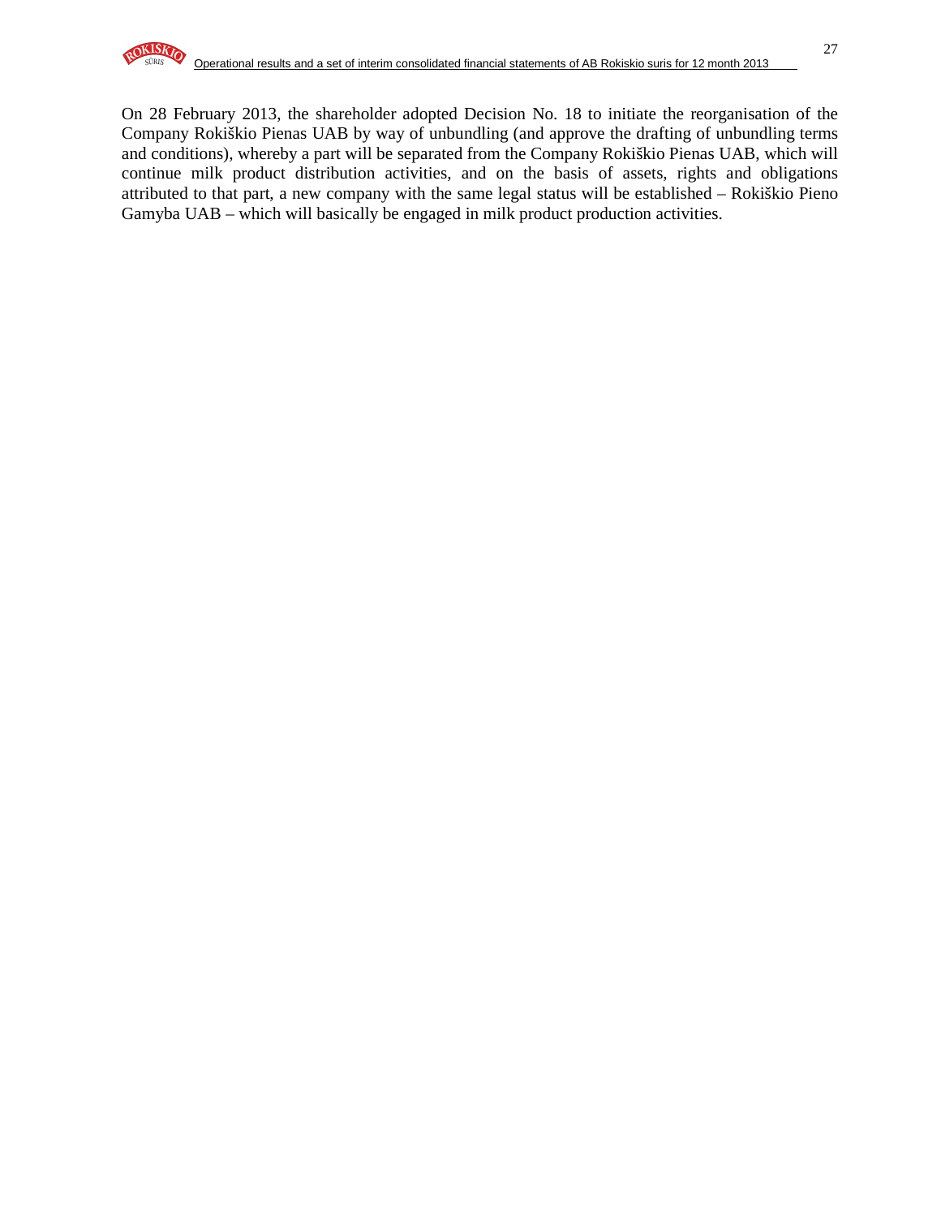On 28 February 2013, the shareholder adopted Decision No. 18 to initiate the reorganisation of the Company Rokiškio Pienas UAB by way of unbundling (and approve the drafting of unbundling terms and conditions), whereby a part will be separated from the Company Rokiškio Pienas UAB, which will continue milk product distribution activities, and on the basis of assets, rights and obligations attributed to that part, a new company with the same legal status will be established – Rokiškio Pieno Gamyba UAB – which will basically be engaged in milk product production activities.